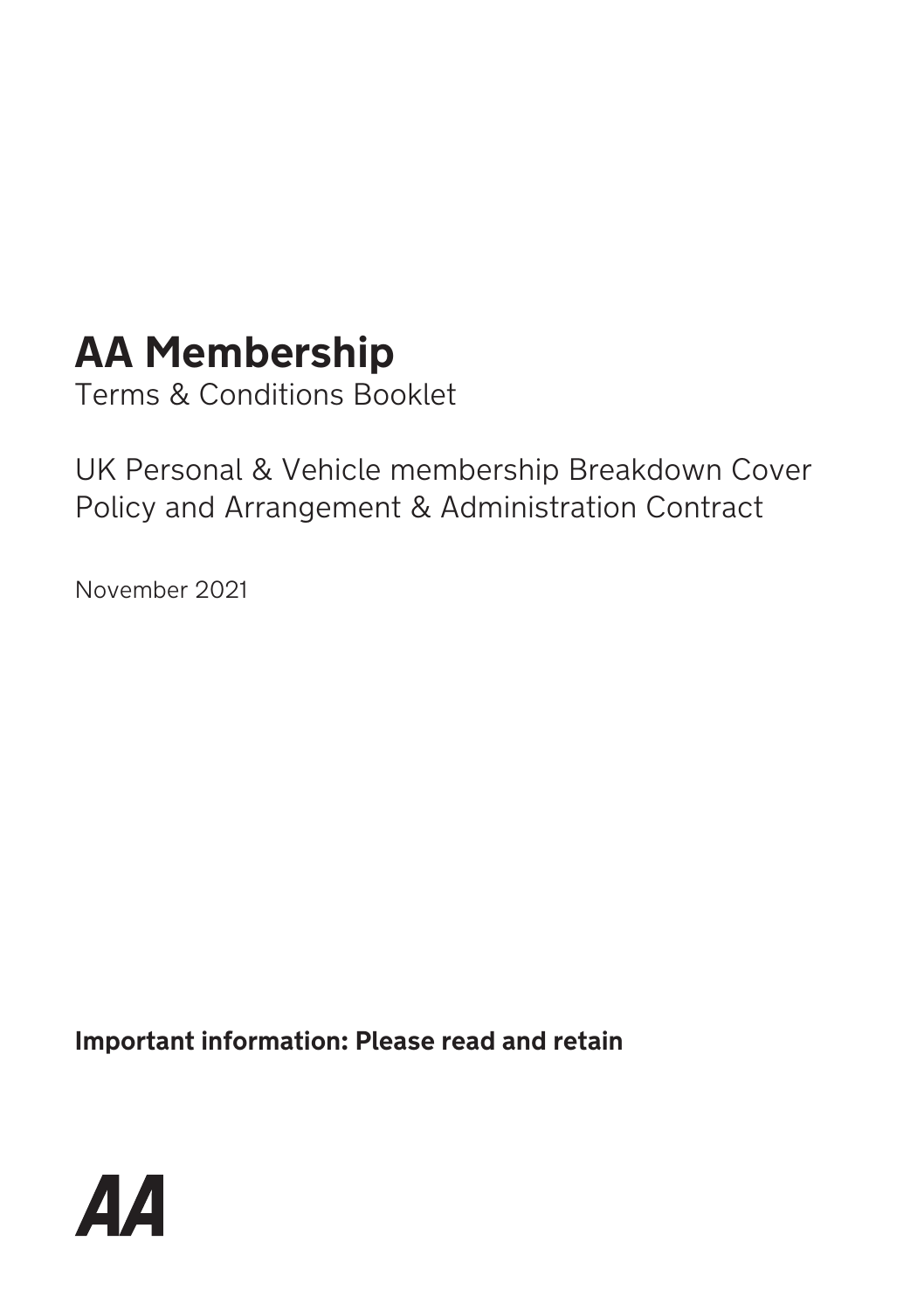# AA Membership

Terms & Conditions Booklet

UK Personal & Vehicle membership Breakdown Cover Policy and Arrangement & Administration Contract

November 2021

**Important information: Please read and retain**

AA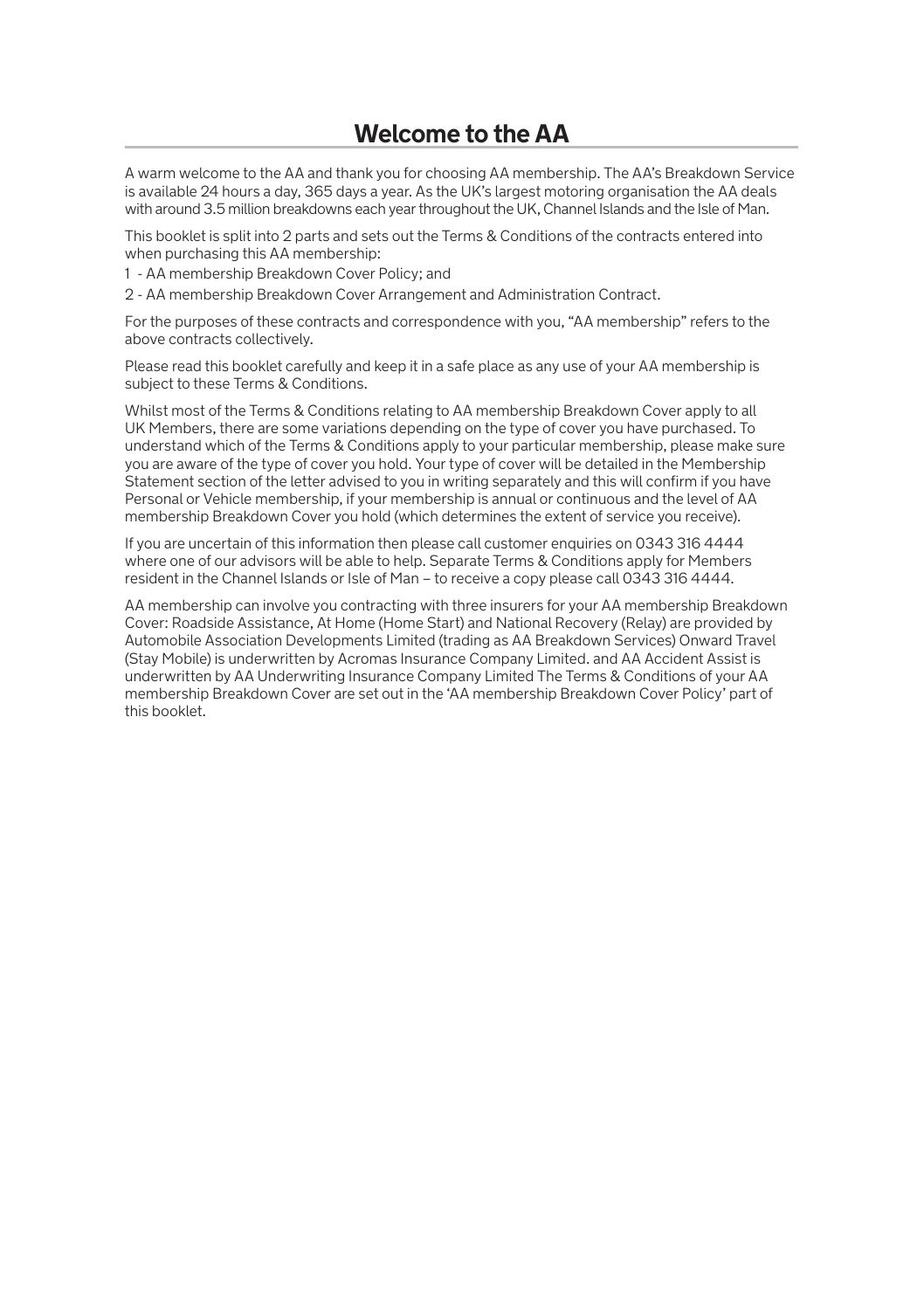# Welcome to the AA

A warm welcome to the AA and thank you for choosing AA membership. The AA's Breakdown Service is available 24 hours a day, 365 days a year. As the UK's largest motoring organisation the AA deals with around 3.5 million breakdowns each year throughout the UK, Channel Islands and the Isle of Man.

This booklet is split into 2 parts and sets out the Terms & Conditions of the contracts entered into when purchasing this AA membership:

1 - AA membership Breakdown Cover Policy; and

2 - AA membership Breakdown Cover Arrangement and Administration Contract.

For the purposes of these contracts and correspondence with you, "AA membership" refers to the above contracts collectively.

Please read this booklet carefully and keep it in a safe place as any use of your AA membership is subject to these Terms & Conditions.

Whilst most of the Terms & Conditions relating to AA membership Breakdown Cover apply to all UK Members, there are some variations depending on the type of cover you have purchased. To understand which of the Terms & Conditions apply to your particular membership, please make sure you are aware of the type of cover you hold. Your type of cover will be detailed in the Membership Statement section of the letter advised to you in writing separately and this will confirm if you have Personal or Vehicle membership, if your membership is annual or continuous and the level of AA membership Breakdown Cover you hold (which determines the extent of service you receive).

If you are uncertain of this information then please call customer enquiries on 0343 316 4444 where one of our advisors will be able to help. Separate Terms & Conditions apply for Members resident in the Channel Islands or Isle of Man – to receive a copy please call 0343 316 4444.

AA membership can involve you contracting with three insurers for your AA membership Breakdown Cover: Roadside Assistance, At Home (Home Start) and National Recovery (Relay) are provided by Automobile Association Developments Limited (trading as AA Breakdown Services) Onward Travel (Stay Mobile) is underwritten by Acromas Insurance Company Limited. and AA Accident Assist is underwritten by AA Underwriting Insurance Company Limited The Terms & Conditions of your AA membership Breakdown Cover are set out in the 'AA membership Breakdown Cover Policy' part of this booklet.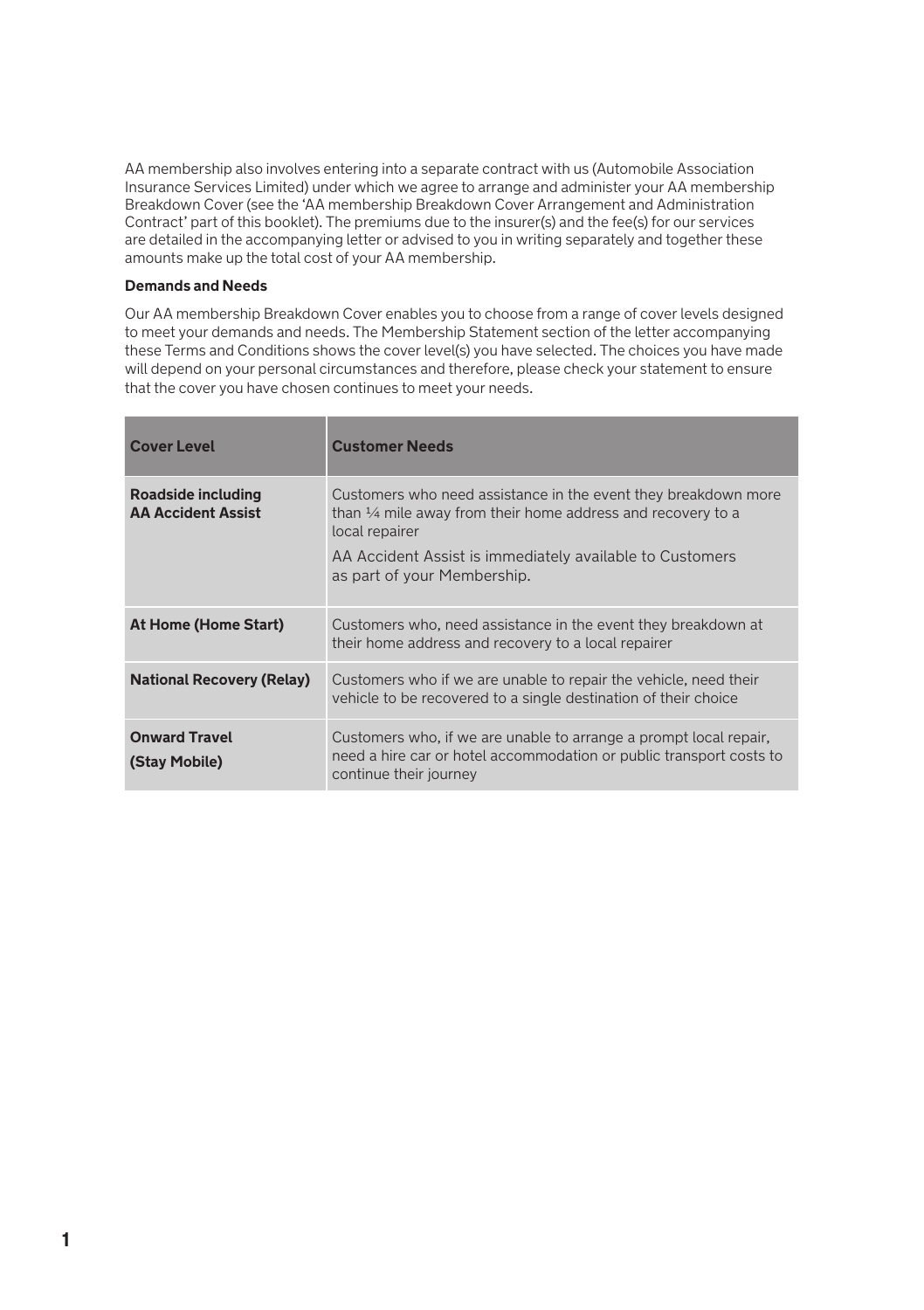AA membership also involves entering into a separate contract with us (Automobile Association Insurance Services Limited) under which we agree to arrange and administer your AA membership Breakdown Cover (see the 'AA membership Breakdown Cover Arrangement and Administration Contract' part of this booklet). The premiums due to the insurer(s) and the fee(s) for our services are detailed in the accompanying letter or advised to you in writing separately and together these amounts make up the total cost of your AA membership.

**Demands and Needs**

Our AA membership Breakdown Cover enables you to choose from a range of cover levels designed to meet your demands and needs. The Membership Statement section of the letter accompanying these Terms and Conditions shows the cover level(s) you have selected. The choices you have made will depend on your personal circumstances and therefore, please check your statement to ensure that the cover you have chosen continues to meet your needs.

| Cover Level | Customer Needs |
|---|---|
| **Roadside including AA Accident Assist** | Customers who need assistance in the event they breakdown more than ¼ mile away from their home address and recovery to a local repairer<br><br>AA Accident Assist is immediately available to Customers as part of your Membership. |
| **At Home (Home Start)** | Customers who, need assistance in the event they breakdown at their home address and recovery to a local repairer |
| **National Recovery (Relay)** | Customers who if we are unable to repair the vehicle, need their vehicle to be recovered to a single destination of their choice |
| **Onward Travel (Stay Mobile)** | Customers who, if we are unable to arrange a prompt local repair, need a hire car or hotel accommodation or public transport costs to continue their journey |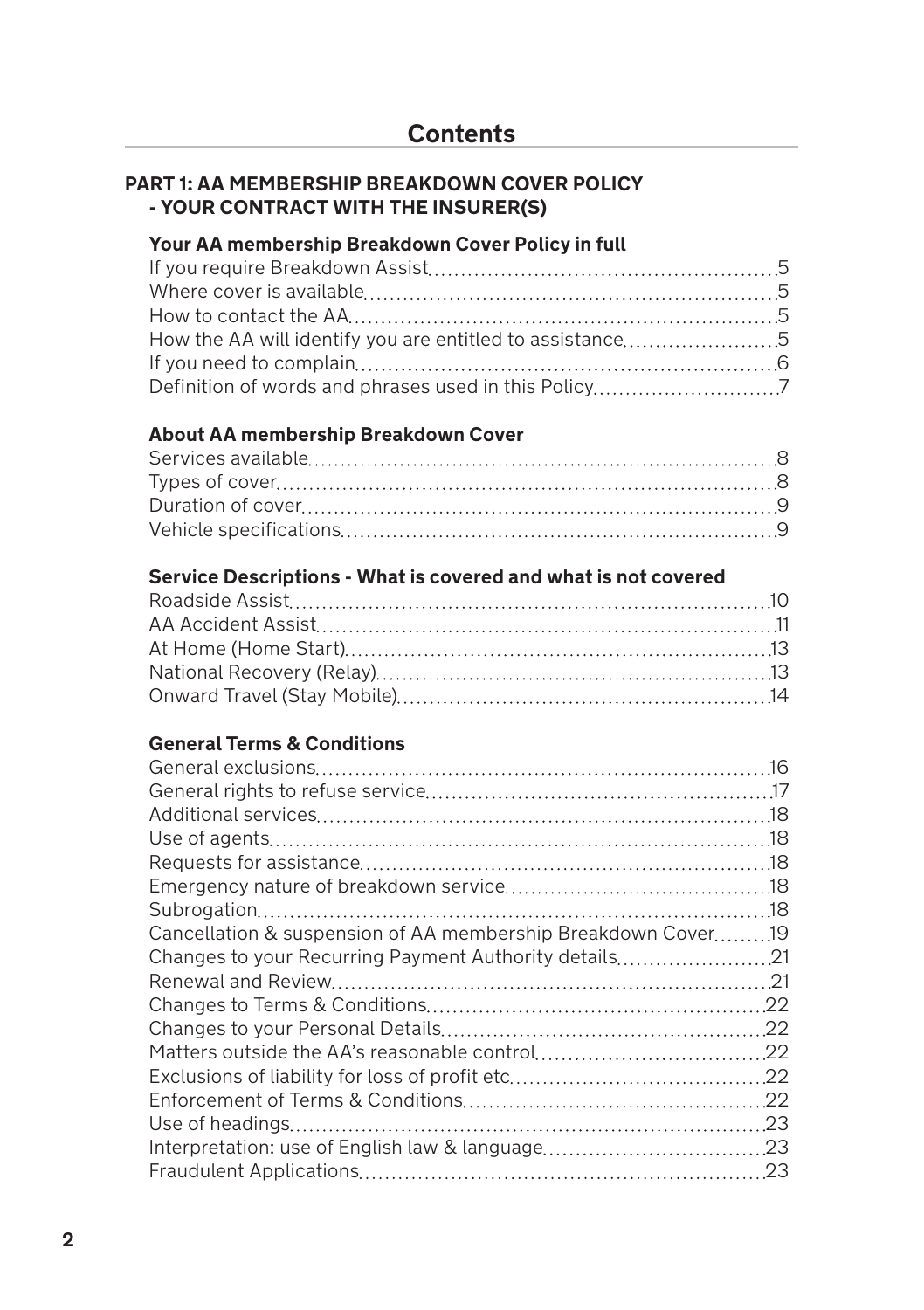# Contents

## PART 1: AA MEMBERSHIP BREAKDOWN COVER POLICY - YOUR CONTRACT WITH THE INSURER(S)

### Your AA membership Breakdown Cover Policy in full

- If you require Breakdown Assist .......... 5
- Where cover is available .......... 5
- How to contact the AA .......... 5
- How the AA will identify you are entitled to assistance .......... 5
- If you need to complain .......... 6
- Definition of words and phrases used in this Policy .......... 7

### About AA membership Breakdown Cover

- Services available .......... 8
- Types of cover .......... 8
- Duration of cover .......... 9
- Vehicle specifications .......... 9

### Service Descriptions - What is covered and what is not covered

- Roadside Assist .......... 10
- AA Accident Assist .......... 11
- At Home (Home Start) .......... 13
- National Recovery (Relay) .......... 13
- Onward Travel (Stay Mobile) .......... 14

### General Terms & Conditions

- General exclusions .......... 16
- General rights to refuse service .......... 17
- Additional services .......... 18
- Use of agents .......... 18
- Requests for assistance .......... 18
- Emergency nature of breakdown service .......... 18
- Subrogation .......... 18
- Cancellation & suspension of AA membership Breakdown Cover .......... 19
- Changes to your Recurring Payment Authority details .......... 21
- Renewal and Review .......... 21
- Changes to Terms & Conditions .......... 22
- Changes to your Personal Details .......... 22
- Matters outside the AA's reasonable control .......... 22
- Exclusions of liability for loss of profit etc .......... 22
- Enforcement of Terms & Conditions .......... 22
- Use of headings .......... 23
- Interpretation: use of English law & language .......... 23
- Fraudulent Applications .......... 23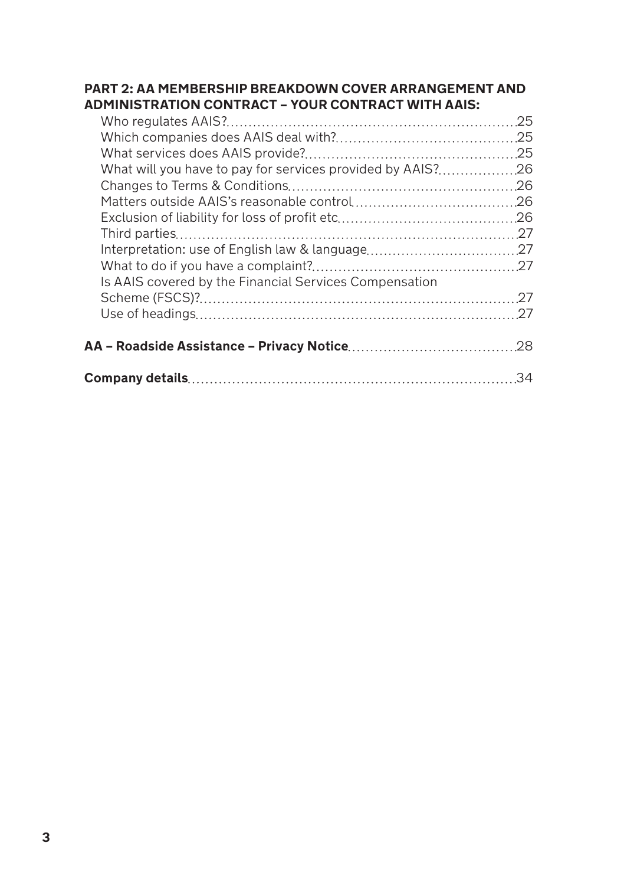**PART 2: AA MEMBERSHIP BREAKDOWN COVER ARRANGEMENT AND ADMINISTRATION CONTRACT – YOUR CONTRACT WITH AAIS:**

- Who regulates AAIS? ... 25
- Which companies does AAIS deal with? ... 25
- What services does AAIS provide? ... 25
- What will you have to pay for services provided by AAIS? ... 26
- Changes to Terms & Conditions ... 26
- Matters outside AAIS's reasonable control ... 26
- Exclusion of liability for loss of profit etc ... 26
- Third parties ... 27
- Interpretation: use of English law & language ... 27
- What to do if you have a complaint? ... 27
- Is AAIS covered by the Financial Services Compensation Scheme (FSCS)? ... 27
- Use of headings ... 27

**AA – Roadside Assistance – Privacy Notice** ... 28

**Company details** ... 34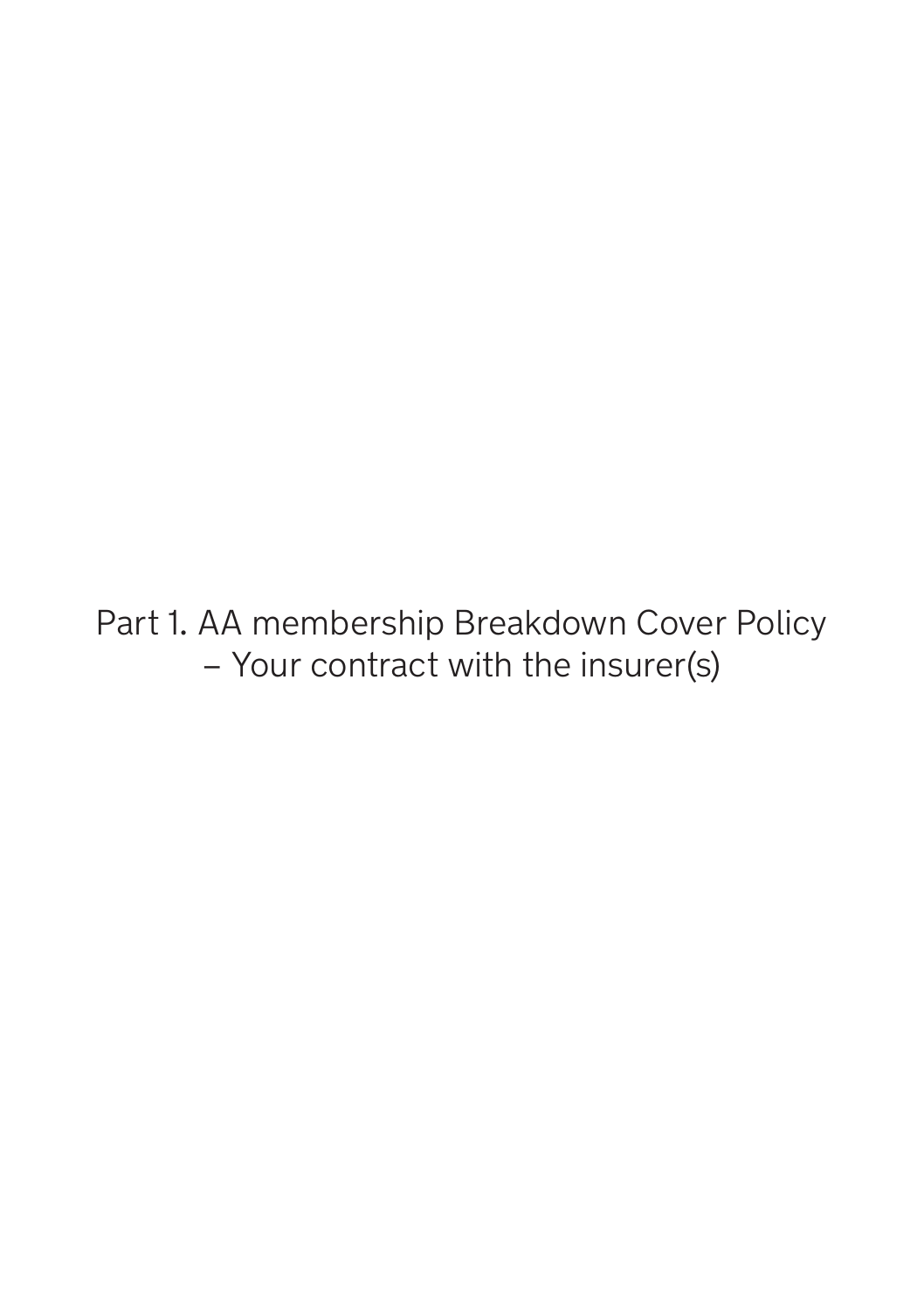# Part 1. AA membership Breakdown Cover Policy – Your contract with the insurer(s)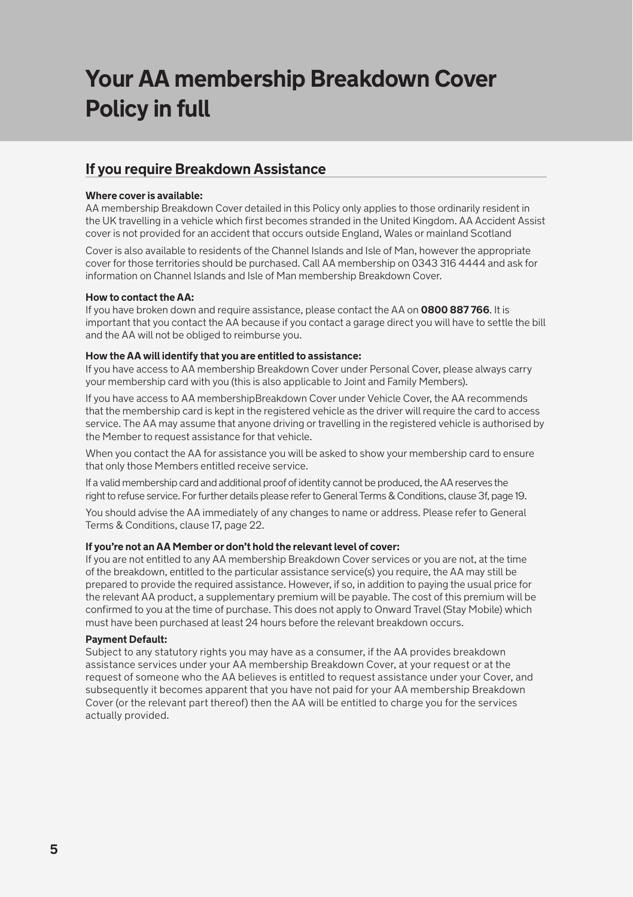# Your AA membership Breakdown Cover Policy in full

## If you require Breakdown Assistance

**Where cover is available:**
AA membership Breakdown Cover detailed in this Policy only applies to those ordinarily resident in the UK travelling in a vehicle which first becomes stranded in the United Kingdom. AA Accident Assist cover is not provided for an accident that occurs outside England, Wales or mainland Scotland

Cover is also available to residents of the Channel Islands and Isle of Man, however the appropriate cover for those territories should be purchased. Call AA membership on 0343 316 4444 and ask for information on Channel Islands and Isle of Man membership Breakdown Cover.

**How to contact the AA:**
If you have broken down and require assistance, please contact the AA on **0800 887 766**. It is important that you contact the AA because if you contact a garage direct you will have to settle the bill and the AA will not be obliged to reimburse you.

**How the AA will identify that you are entitled to assistance:**
If you have access to AA membership Breakdown Cover under Personal Cover, please always carry your membership card with you (this is also applicable to Joint and Family Members).

If you have access to AA membershipBreakdown Cover under Vehicle Cover, the AA recommends that the membership card is kept in the registered vehicle as the driver will require the card to access service. The AA may assume that anyone driving or travelling in the registered vehicle is authorised by the Member to request assistance for that vehicle.

When you contact the AA for assistance you will be asked to show your membership card to ensure that only those Members entitled receive service.

If a valid membership card and additional proof of identity cannot be produced, the AA reserves the right to refuse service. For further details please refer to General Terms & Conditions, clause 3f, page 19.

You should advise the AA immediately of any changes to name or address. Please refer to General Terms & Conditions, clause 17, page 22.

**If you're not an AA Member or don't hold the relevant level of cover:**
If you are not entitled to any AA membership Breakdown Cover services or you are not, at the time of the breakdown, entitled to the particular assistance service(s) you require, the AA may still be prepared to provide the required assistance. However, if so, in addition to paying the usual price for the relevant AA product, a supplementary premium will be payable. The cost of this premium will be confirmed to you at the time of purchase. This does not apply to Onward Travel (Stay Mobile) which must have been purchased at least 24 hours before the relevant breakdown occurs.

**Payment Default:**
Subject to any statutory rights you may have as a consumer, if the AA provides breakdown assistance services under your AA membership Breakdown Cover, at your request or at the request of someone who the AA believes is entitled to request assistance under your Cover, and subsequently it becomes apparent that you have not paid for your AA membership Breakdown Cover (or the relevant part thereof) then the AA will be entitled to charge you for the services actually provided.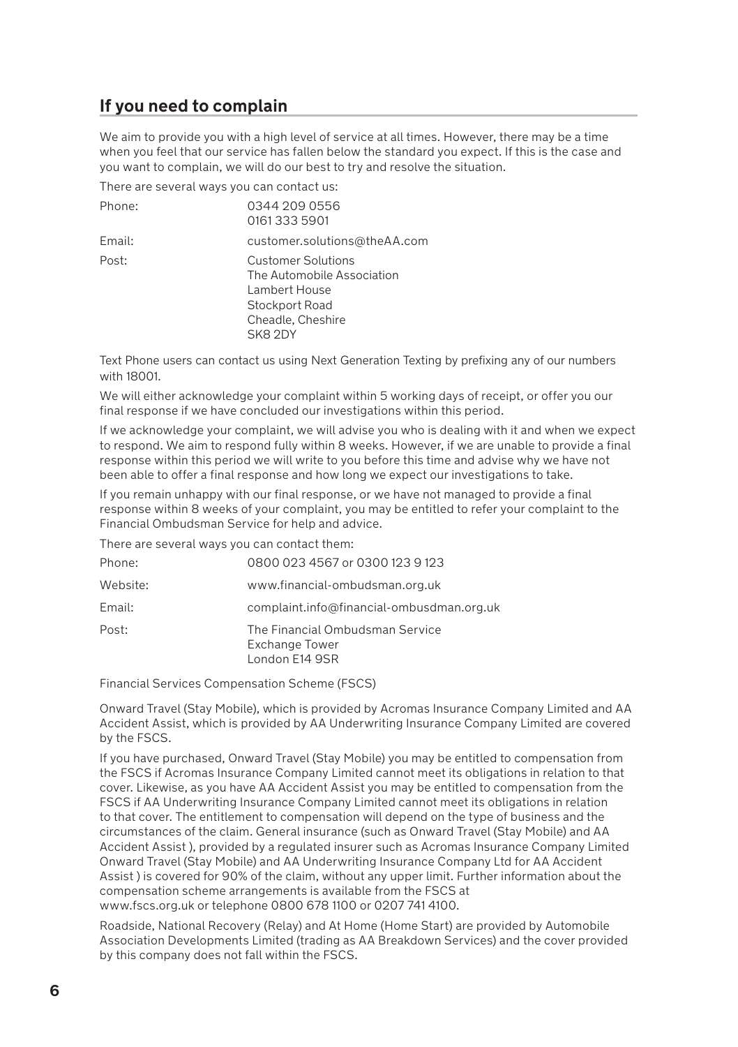## If you need to complain

We aim to provide you with a high level of service at all times. However, there may be a time when you feel that our service has fallen below the standard you expect. If this is the case and you want to complain, we will do our best to try and resolve the situation.

There are several ways you can contact us:

| | |
|---|---|
| Phone: | 0344 209 0556<br>0161 333 5901 |
| Email: | customer.solutions@theAA.com |
| Post: | Customer Solutions<br>The Automobile Association<br>Lambert House<br>Stockport Road<br>Cheadle, Cheshire<br>SK8 2DY |

Text Phone users can contact us using Next Generation Texting by prefixing any of our numbers with 18001.

We will either acknowledge your complaint within 5 working days of receipt, or offer you our final response if we have concluded our investigations within this period.

If we acknowledge your complaint, we will advise you who is dealing with it and when we expect to respond. We aim to respond fully within 8 weeks. However, if we are unable to provide a final response within this period we will write to you before this time and advise why we have not been able to offer a final response and how long we expect our investigations to take.

If you remain unhappy with our final response, or we have not managed to provide a final response within 8 weeks of your complaint, you may be entitled to refer your complaint to the Financial Ombudsman Service for help and advice.

There are several ways you can contact them:

| | |
|---|---|
| Phone: | 0800 023 4567 or 0300 123 9 123 |
| Website: | www.financial-ombudsman.org.uk |
| Email: | complaint.info@financial-ombusdman.org.uk |
| Post: | The Financial Ombudsman Service<br>Exchange Tower<br>London E14 9SR |

Financial Services Compensation Scheme (FSCS)

Onward Travel (Stay Mobile), which is provided by Acromas Insurance Company Limited and AA Accident Assist, which is provided by AA Underwriting Insurance Company Limited are covered by the FSCS.

If you have purchased, Onward Travel (Stay Mobile) you may be entitled to compensation from the FSCS if Acromas Insurance Company Limited cannot meet its obligations in relation to that cover. Likewise, as you have AA Accident Assist you may be entitled to compensation from the FSCS if AA Underwriting Insurance Company Limited cannot meet its obligations in relation to that cover. The entitlement to compensation will depend on the type of business and the circumstances of the claim. General insurance (such as Onward Travel (Stay Mobile) and AA Accident Assist ), provided by a regulated insurer such as Acromas Insurance Company Limited Onward Travel (Stay Mobile) and AA Underwriting Insurance Company Ltd for AA Accident Assist ) is covered for 90% of the claim, without any upper limit. Further information about the compensation scheme arrangements is available from the FSCS at www.fscs.org.uk or telephone 0800 678 1100 or 0207 741 4100.

Roadside, National Recovery (Relay) and At Home (Home Start) are provided by Automobile Association Developments Limited (trading as AA Breakdown Services) and the cover provided by this company does not fall within the FSCS.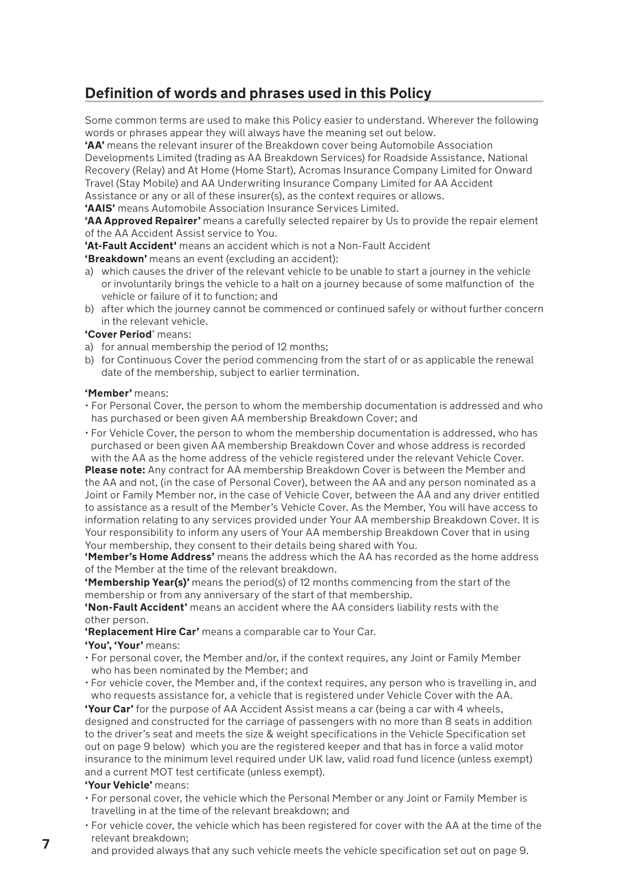## Definition of words and phrases used in this Policy

Some common terms are used to make this Policy easier to understand. Wherever the following words or phrases appear they will always have the meaning set out below.

**'AA'** means the relevant insurer of the Breakdown cover being Automobile Association Developments Limited (trading as AA Breakdown Services) for Roadside Assistance, National Recovery (Relay) and At Home (Home Start), Acromas Insurance Company Limited for Onward Travel (Stay Mobile) and AA Underwriting Insurance Company Limited for AA Accident Assistance or any or all of these insurer(s), as the context requires or allows.

**'AAIS'** means Automobile Association Insurance Services Limited.

**'AA Approved Repairer'** means a carefully selected repairer by Us to provide the repair element of the AA Accident Assist service to You.

**'At-Fault Accident'** means an accident which is not a Non-Fault Accident

**'Breakdown'** means an event (excluding an accident):

a) which causes the driver of the relevant vehicle to be unable to start a journey in the vehicle or involuntarily brings the vehicle to a halt on a journey because of some malfunction of the vehicle or failure of it to function; and
b) after which the journey cannot be commenced or continued safely or without further concern in the relevant vehicle.

**'Cover Period'** means:

a) for annual membership the period of 12 months;
b) for Continuous Cover the period commencing from the start of or as applicable the renewal date of the membership, subject to earlier termination.

**'Member'** means:

- For Personal Cover, the person to whom the membership documentation is addressed and who has purchased or been given AA membership Breakdown Cover; and
- For Vehicle Cover, the person to whom the membership documentation is addressed, who has purchased or been given AA membership Breakdown Cover and whose address is recorded with the AA as the home address of the vehicle registered under the relevant Vehicle Cover.

**Please note:** Any contract for AA membership Breakdown Cover is between the Member and the AA and not, (in the case of Personal Cover), between the AA and any person nominated as a Joint or Family Member nor, in the case of Vehicle Cover, between the AA and any driver entitled to assistance as a result of the Member's Vehicle Cover. As the Member, You will have access to information relating to any services provided under Your AA membership Breakdown Cover. It is Your responsibility to inform any users of Your AA membership Breakdown Cover that in using Your membership, they consent to their details being shared with You.

**'Member's Home Address'** means the address which the AA has recorded as the home address of the Member at the time of the relevant breakdown.

**'Membership Year(s)'** means the period(s) of 12 months commencing from the start of the membership or from any anniversary of the start of that membership.

**'Non-Fault Accident'** means an accident where the AA considers liability rests with the other person.

**'Replacement Hire Car'** means a comparable car to Your Car.

**'You', 'Your'** means:

- For personal cover, the Member and/or, if the context requires, any Joint or Family Member who has been nominated by the Member; and
- For vehicle cover, the Member and, if the context requires, any person who is travelling in, and who requests assistance for, a vehicle that is registered under Vehicle Cover with the AA.

**'Your Car'** for the purpose of AA Accident Assist means a car (being a car with 4 wheels, designed and constructed for the carriage of passengers with no more than 8 seats in addition to the driver's seat and meets the size & weight specifications in the Vehicle Specification set out on page 9 below) which you are the registered keeper and that has in force a valid motor insurance to the minimum level required under UK law, valid road fund licence (unless exempt) and a current MOT test certificate (unless exempt).

**'Your Vehicle'** means:

- For personal cover, the vehicle which the Personal Member or any Joint or Family Member is travelling in at the time of the relevant breakdown; and
- For vehicle cover, the vehicle which has been registered for cover with the AA at the time of the relevant breakdown;

and provided always that any such vehicle meets the vehicle specification set out on page 9.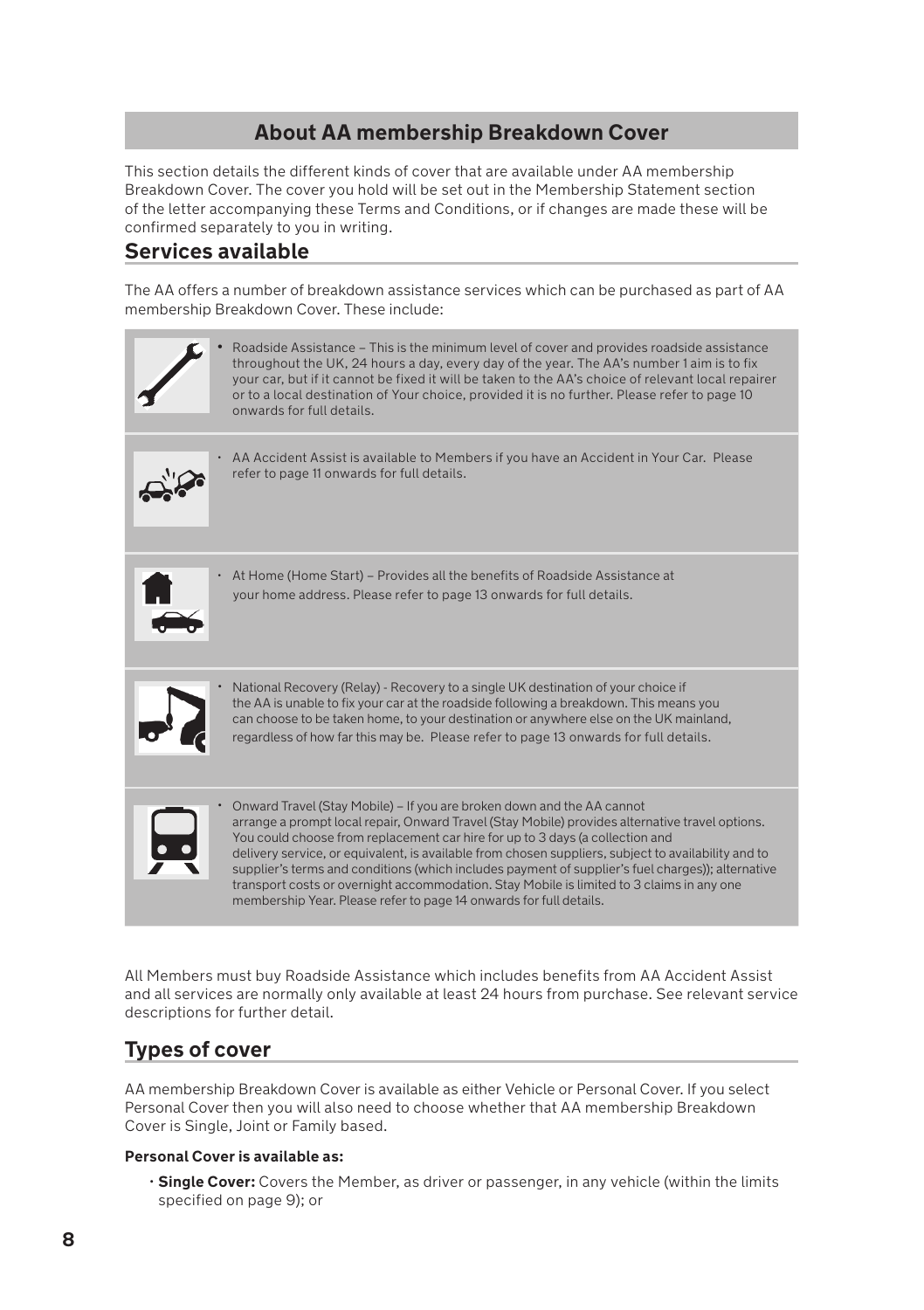## About AA membership Breakdown Cover

This section details the different kinds of cover that are available under AA membership Breakdown Cover. The cover you hold will be set out in the Membership Statement section of the letter accompanying these Terms and Conditions, or if changes are made these will be confirmed separately to you in writing.

## Services available

The AA offers a number of breakdown assistance services which can be purchased as part of AA membership Breakdown Cover. These include:

- Roadside Assistance – This is the minimum level of cover and provides roadside assistance throughout the UK, 24 hours a day, every day of the year. The AA's number 1 aim is to fix your car, but if it cannot be fixed it will be taken to the AA's choice of relevant local repairer or to a local destination of Your choice, provided it is no further. Please refer to page 10 onwards for full details.

- AA Accident Assist is available to Members if you have an Accident in Your Car. Please refer to page 11 onwards for full details.

- At Home (Home Start) – Provides all the benefits of Roadside Assistance at your home address. Please refer to page 13 onwards for full details.

- National Recovery (Relay) - Recovery to a single UK destination of your choice if the AA is unable to fix your car at the roadside following a breakdown. This means you can choose to be taken home, to your destination or anywhere else on the UK mainland, regardless of how far this may be. Please refer to page 13 onwards for full details.

- Onward Travel (Stay Mobile) – If you are broken down and the AA cannot arrange a prompt local repair, Onward Travel (Stay Mobile) provides alternative travel options. You could choose from replacement car hire for up to 3 days (a collection and delivery service, or equivalent, is available from chosen suppliers, subject to availability and to supplier's terms and conditions (which includes payment of supplier's fuel charges)); alternative transport costs or overnight accommodation. Stay Mobile is limited to 3 claims in any one membership Year. Please refer to page 14 onwards for full details.

All Members must buy Roadside Assistance which includes benefits from AA Accident Assist and all services are normally only available at least 24 hours from purchase. See relevant service descriptions for further detail.

## Types of cover

AA membership Breakdown Cover is available as either Vehicle or Personal Cover. If you select Personal Cover then you will also need to choose whether that AA membership Breakdown Cover is Single, Joint or Family based.

**Personal Cover is available as:**

- **Single Cover:** Covers the Member, as driver or passenger, in any vehicle (within the limits specified on page 9); or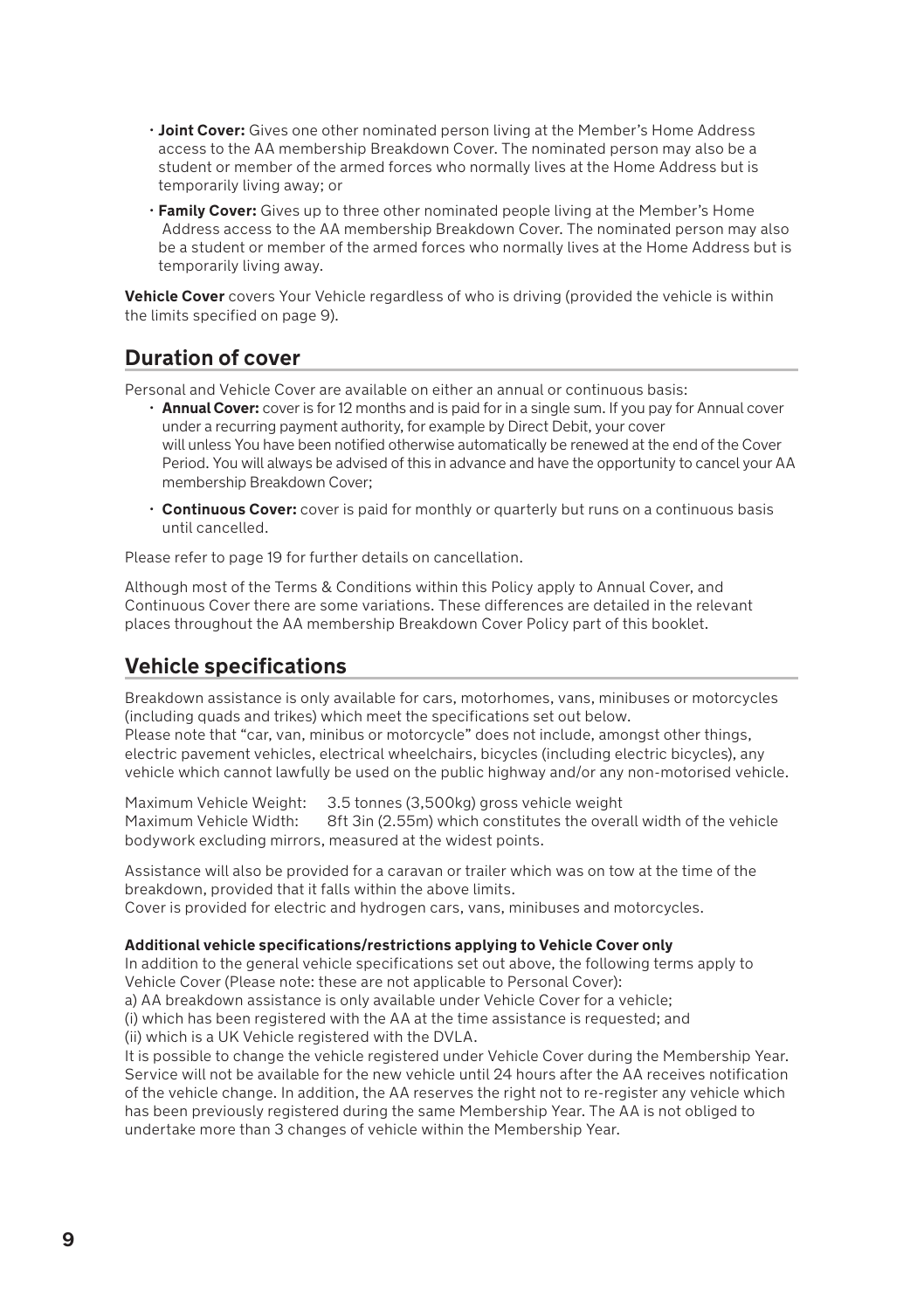- **Joint Cover:** Gives one other nominated person living at the Member's Home Address access to the AA membership Breakdown Cover. The nominated person may also be a student or member of the armed forces who normally lives at the Home Address but is temporarily living away; or
- **Family Cover:** Gives up to three other nominated people living at the Member's Home Address access to the AA membership Breakdown Cover. The nominated person may also be a student or member of the armed forces who normally lives at the Home Address but is temporarily living away.

**Vehicle Cover** covers Your Vehicle regardless of who is driving (provided the vehicle is within the limits specified on page 9).

## Duration of cover

Personal and Vehicle Cover are available on either an annual or continuous basis:

- **Annual Cover:** cover is for 12 months and is paid for in a single sum. If you pay for Annual cover under a recurring payment authority, for example by Direct Debit, your cover will unless You have been notified otherwise automatically be renewed at the end of the Cover Period. You will always be advised of this in advance and have the opportunity to cancel your AA membership Breakdown Cover;
- **Continuous Cover:** cover is paid for monthly or quarterly but runs on a continuous basis until cancelled.

Please refer to page 19 for further details on cancellation.

Although most of the Terms & Conditions within this Policy apply to Annual Cover, and Continuous Cover there are some variations. These differences are detailed in the relevant places throughout the AA membership Breakdown Cover Policy part of this booklet.

## Vehicle specifications

Breakdown assistance is only available for cars, motorhomes, vans, minibuses or motorcycles (including quads and trikes) which meet the specifications set out below.
Please note that "car, van, minibus or motorcycle" does not include, amongst other things, electric pavement vehicles, electrical wheelchairs, bicycles (including electric bicycles), any vehicle which cannot lawfully be used on the public highway and/or any non-motorised vehicle.

Maximum Vehicle Weight: 3.5 tonnes (3,500kg) gross vehicle weight
Maximum Vehicle Width: 8ft 3in (2.55m) which constitutes the overall width of the vehicle bodywork excluding mirrors, measured at the widest points.

Assistance will also be provided for a caravan or trailer which was on tow at the time of the breakdown, provided that it falls within the above limits.
Cover is provided for electric and hydrogen cars, vans, minibuses and motorcycles.

**Additional vehicle specifications/restrictions applying to Vehicle Cover only**

In addition to the general vehicle specifications set out above, the following terms apply to Vehicle Cover (Please note: these are not applicable to Personal Cover):
a) AA breakdown assistance is only available under Vehicle Cover for a vehicle;
(i) which has been registered with the AA at the time assistance is requested; and
(ii) which is a UK Vehicle registered with the DVLA.

It is possible to change the vehicle registered under Vehicle Cover during the Membership Year. Service will not be available for the new vehicle until 24 hours after the AA receives notification of the vehicle change. In addition, the AA reserves the right not to re-register any vehicle which has been previously registered during the same Membership Year. The AA is not obliged to undertake more than 3 changes of vehicle within the Membership Year.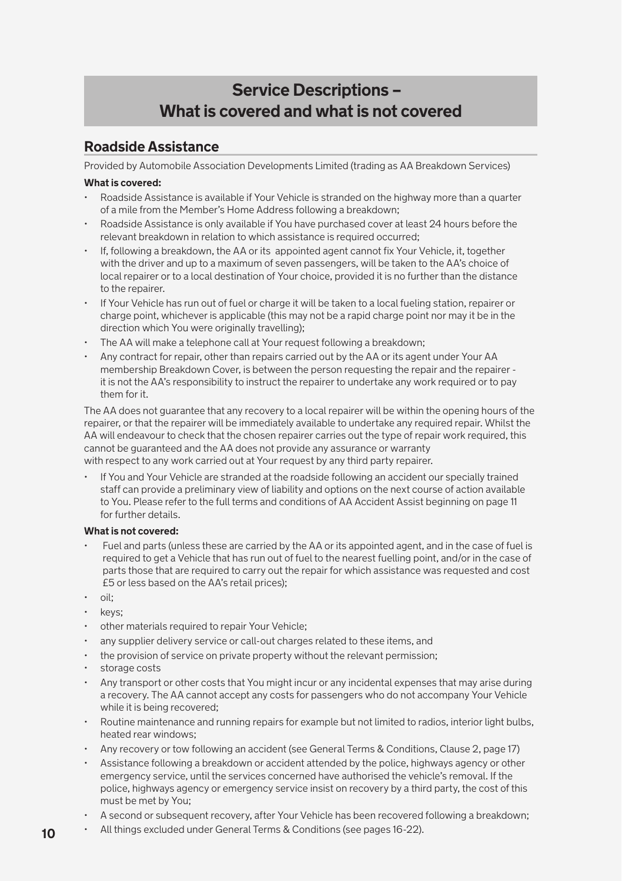# Service Descriptions – What is covered and what is not covered

## Roadside Assistance

Provided by Automobile Association Developments Limited (trading as AA Breakdown Services)

**What is covered:**

- Roadside Assistance is available if Your Vehicle is stranded on the highway more than a quarter of a mile from the Member's Home Address following a breakdown;
- Roadside Assistance is only available if You have purchased cover at least 24 hours before the relevant breakdown in relation to which assistance is required occurred;
- If, following a breakdown, the AA or its appointed agent cannot fix Your Vehicle, it, together with the driver and up to a maximum of seven passengers, will be taken to the AA's choice of local repairer or to a local destination of Your choice, provided it is no further than the distance to the repairer.
- If Your Vehicle has run out of fuel or charge it will be taken to a local fueling station, repairer or charge point, whichever is applicable (this may not be a rapid charge point nor may it be in the direction which You were originally travelling);
- The AA will make a telephone call at Your request following a breakdown;
- Any contract for repair, other than repairs carried out by the AA or its agent under Your AA membership Breakdown Cover, is between the person requesting the repair and the repairer - it is not the AA's responsibility to instruct the repairer to undertake any work required or to pay them for it.

The AA does not guarantee that any recovery to a local repairer will be within the opening hours of the repairer, or that the repairer will be immediately available to undertake any required repair. Whilst the AA will endeavour to check that the chosen repairer carries out the type of repair work required, this cannot be guaranteed and the AA does not provide any assurance or warranty with respect to any work carried out at Your request by any third party repairer.

- If You and Your Vehicle are stranded at the roadside following an accident our specially trained staff can provide a preliminary view of liability and options on the next course of action available to You. Please refer to the full terms and conditions of AA Accident Assist beginning on page 11 for further details.

**What is not covered:**

- Fuel and parts (unless these are carried by the AA or its appointed agent, and in the case of fuel is required to get a Vehicle that has run out of fuel to the nearest fuelling point, and/or in the case of parts those that are required to carry out the repair for which assistance was requested and cost £5 or less based on the AA's retail prices);
- oil;
- keys;
- other materials required to repair Your Vehicle;
- any supplier delivery service or call-out charges related to these items, and
- the provision of service on private property without the relevant permission;
- storage costs
- Any transport or other costs that You might incur or any incidental expenses that may arise during a recovery. The AA cannot accept any costs for passengers who do not accompany Your Vehicle while it is being recovered;
- Routine maintenance and running repairs for example but not limited to radios, interior light bulbs, heated rear windows;
- Any recovery or tow following an accident (see General Terms & Conditions, Clause 2, page 17)
- Assistance following a breakdown or accident attended by the police, highways agency or other emergency service, until the services concerned have authorised the vehicle's removal. If the police, highways agency or emergency service insist on recovery by a third party, the cost of this must be met by You;
- A second or subsequent recovery, after Your Vehicle has been recovered following a breakdown;
- All things excluded under General Terms & Conditions (see pages 16-22).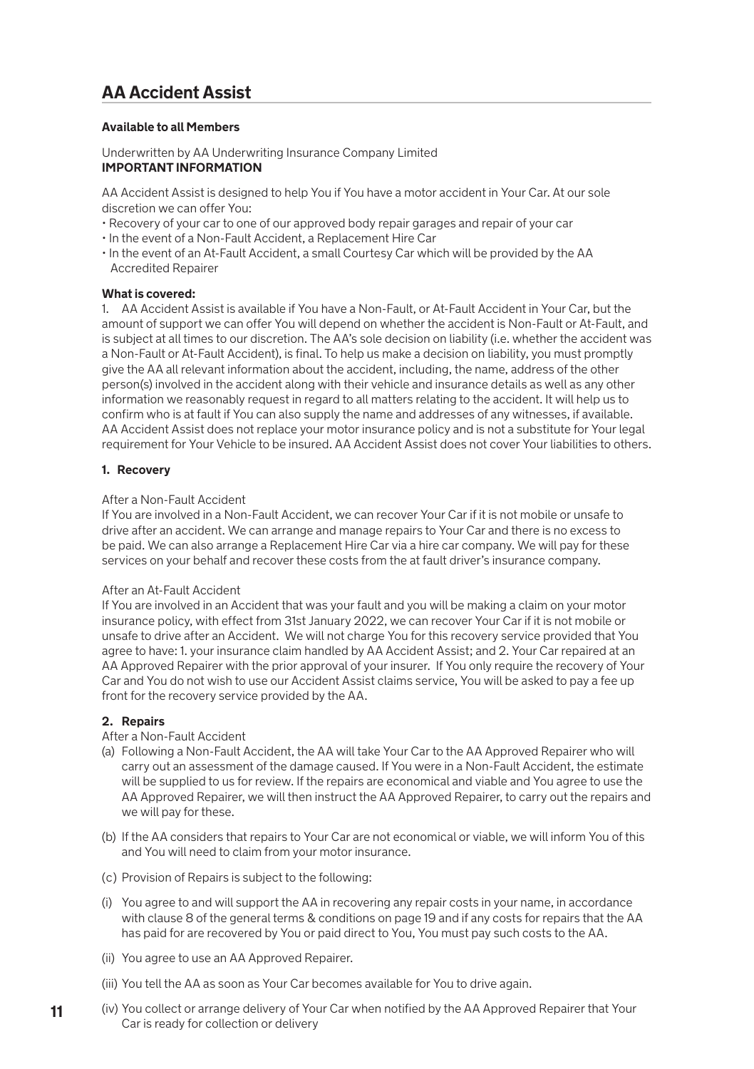## AA Accident Assist

**Available to all Members**

Underwritten by AA Underwriting Insurance Company Limited
**IMPORTANT INFORMATION**

AA Accident Assist is designed to help You if You have a motor accident in Your Car. At our sole discretion we can offer You:

- Recovery of your car to one of our approved body repair garages and repair of your car
- In the event of a Non-Fault Accident, a Replacement Hire Car
- In the event of an At-Fault Accident, a small Courtesy Car which will be provided by the AA Accredited Repairer

**What is covered:**

1. AA Accident Assist is available if You have a Non-Fault, or At-Fault Accident in Your Car, but the amount of support we can offer You will depend on whether the accident is Non-Fault or At-Fault, and is subject at all times to our discretion. The AA's sole decision on liability (i.e. whether the accident was a Non-Fault or At-Fault Accident), is final. To help us make a decision on liability, you must promptly give the AA all relevant information about the accident, including, the name, address of the other person(s) involved in the accident along with their vehicle and insurance details as well as any other information we reasonably request in regard to all matters relating to the accident. It will help us to confirm who is at fault if You can also supply the name and addresses of any witnesses, if available. AA Accident Assist does not replace your motor insurance policy and is not a substitute for Your legal requirement for Your Vehicle to be insured. AA Accident Assist does not cover Your liabilities to others.

**1. Recovery**

After a Non-Fault Accident

If You are involved in a Non-Fault Accident, we can recover Your Car if it is not mobile or unsafe to drive after an accident. We can arrange and manage repairs to Your Car and there is no excess to be paid. We can also arrange a Replacement Hire Car via a hire car company. We will pay for these services on your behalf and recover these costs from the at fault driver's insurance company.

After an At-Fault Accident

If You are involved in an Accident that was your fault and you will be making a claim on your motor insurance policy, with effect from 31st January 2022, we can recover Your Car if it is not mobile or unsafe to drive after an Accident. We will not charge You for this recovery service provided that You agree to have: 1. your insurance claim handled by AA Accident Assist; and 2. Your Car repaired at an AA Approved Repairer with the prior approval of your insurer. If You only require the recovery of Your Car and You do not wish to use our Accident Assist claims service, You will be asked to pay a fee up front for the recovery service provided by the AA.

**2. Repairs**

After a Non-Fault Accident

(a) Following a Non-Fault Accident, the AA will take Your Car to the AA Approved Repairer who will carry out an assessment of the damage caused. If You were in a Non-Fault Accident, the estimate will be supplied to us for review. If the repairs are economical and viable and You agree to use the AA Approved Repairer, we will then instruct the AA Approved Repairer, to carry out the repairs and we will pay for these.

(b) If the AA considers that repairs to Your Car are not economical or viable, we will inform You of this and You will need to claim from your motor insurance.

(c) Provision of Repairs is subject to the following:

(i) You agree to and will support the AA in recovering any repair costs in your name, in accordance with clause 8 of the general terms & conditions on page 19 and if any costs for repairs that the AA has paid for are recovered by You or paid direct to You, You must pay such costs to the AA.

(ii) You agree to use an AA Approved Repairer.

(iii) You tell the AA as soon as Your Car becomes available for You to drive again.

(iv) You collect or arrange delivery of Your Car when notified by the AA Approved Repairer that Your Car is ready for collection or delivery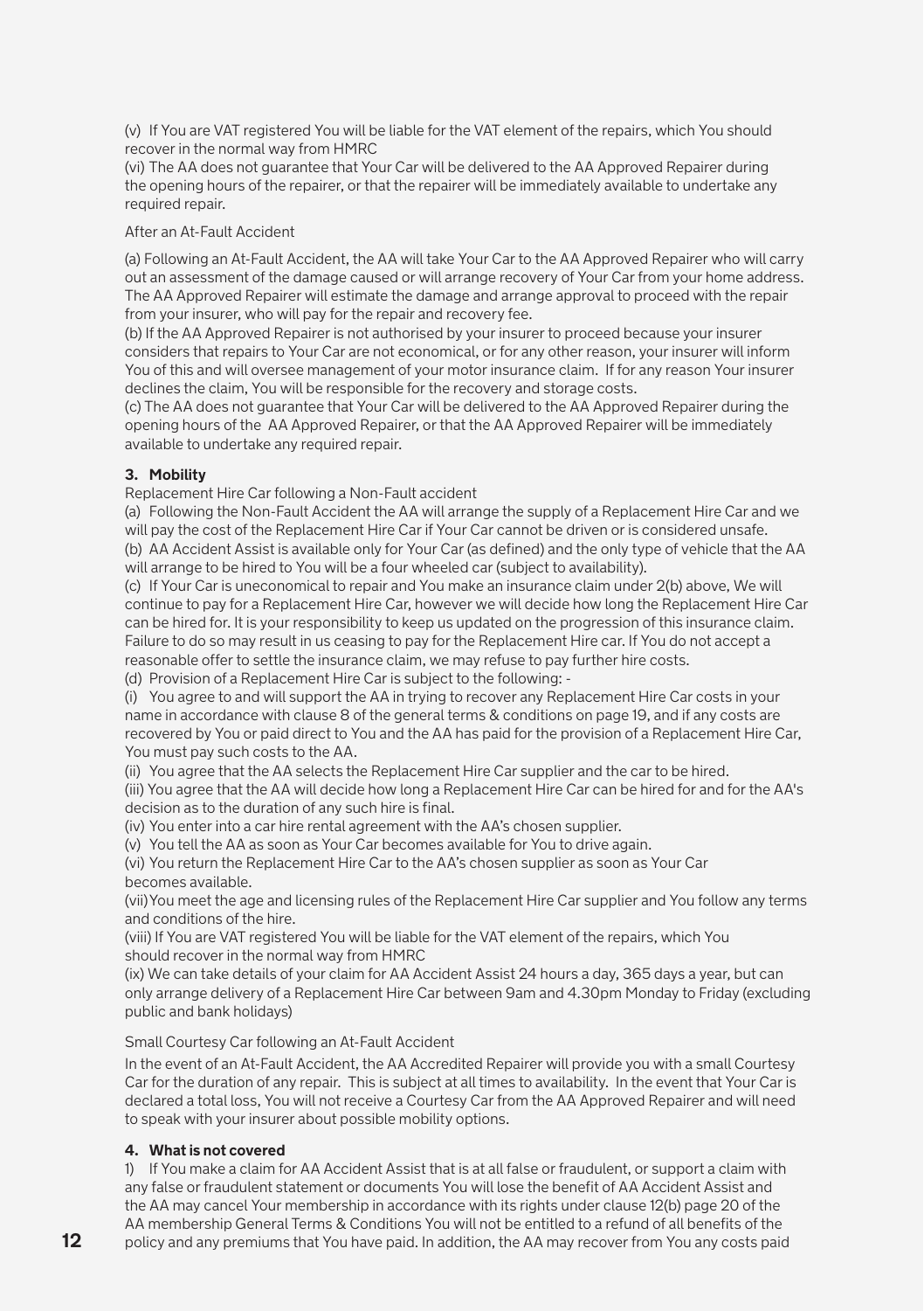(v) If You are VAT registered You will be liable for the VAT element of the repairs, which You should recover in the normal way from HMRC

(vi) The AA does not guarantee that Your Car will be delivered to the AA Approved Repairer during the opening hours of the repairer, or that the repairer will be immediately available to undertake any required repair.

After an At-Fault Accident

(a) Following an At-Fault Accident, the AA will take Your Car to the AA Approved Repairer who will carry out an assessment of the damage caused or will arrange recovery of Your Car from your home address. The AA Approved Repairer will estimate the damage and arrange approval to proceed with the repair from your insurer, who will pay for the repair and recovery fee.

(b) If the AA Approved Repairer is not authorised by your insurer to proceed because your insurer considers that repairs to Your Car are not economical, or for any other reason, your insurer will inform You of this and will oversee management of your motor insurance claim. If for any reason Your insurer declines the claim, You will be responsible for the recovery and storage costs.

(c) The AA does not guarantee that Your Car will be delivered to the AA Approved Repairer during the opening hours of the AA Approved Repairer, or that the AA Approved Repairer will be immediately available to undertake any required repair.

**3. Mobility**

Replacement Hire Car following a Non-Fault accident

(a) Following the Non-Fault Accident the AA will arrange the supply of a Replacement Hire Car and we will pay the cost of the Replacement Hire Car if Your Car cannot be driven or is considered unsafe.

(b) AA Accident Assist is available only for Your Car (as defined) and the only type of vehicle that the AA will arrange to be hired to You will be a four wheeled car (subject to availability).

(c) If Your Car is uneconomical to repair and You make an insurance claim under 2(b) above, We will continue to pay for a Replacement Hire Car, however we will decide how long the Replacement Hire Car can be hired for. It is your responsibility to keep us updated on the progression of this insurance claim. Failure to do so may result in us ceasing to pay for the Replacement Hire car. If You do not accept a reasonable offer to settle the insurance claim, we may refuse to pay further hire costs.

(d) Provision of a Replacement Hire Car is subject to the following: -

(i) You agree to and will support the AA in trying to recover any Replacement Hire Car costs in your name in accordance with clause 8 of the general terms & conditions on page 19, and if any costs are recovered by You or paid direct to You and the AA has paid for the provision of a Replacement Hire Car, You must pay such costs to the AA.

(ii) You agree that the AA selects the Replacement Hire Car supplier and the car to be hired.

(iii) You agree that the AA will decide how long a Replacement Hire Car can be hired for and for the AA's decision as to the duration of any such hire is final.

(iv) You enter into a car hire rental agreement with the AA's chosen supplier.

(v) You tell the AA as soon as Your Car becomes available for You to drive again.

(vi) You return the Replacement Hire Car to the AA's chosen supplier as soon as Your Car becomes available.

(vii) You meet the age and licensing rules of the Replacement Hire Car supplier and You follow any terms and conditions of the hire.

(viii) If You are VAT registered You will be liable for the VAT element of the repairs, which You should recover in the normal way from HMRC

(ix) We can take details of your claim for AA Accident Assist 24 hours a day, 365 days a year, but can only arrange delivery of a Replacement Hire Car between 9am and 4.30pm Monday to Friday (excluding public and bank holidays)

Small Courtesy Car following an At-Fault Accident

In the event of an At-Fault Accident, the AA Accredited Repairer will provide you with a small Courtesy Car for the duration of any repair. This is subject at all times to availability. In the event that Your Car is declared a total loss, You will not receive a Courtesy Car from the AA Approved Repairer and will need to speak with your insurer about possible mobility options.

**4. What is not covered**

1) If You make a claim for AA Accident Assist that is at all false or fraudulent, or support a claim with any false or fraudulent statement or documents You will lose the benefit of AA Accident Assist and the AA may cancel Your membership in accordance with its rights under clause 12(b) page 20 of the AA membership General Terms & Conditions You will not be entitled to a refund of all benefits of the policy and any premiums that You have paid. In addition, the AA may recover from You any costs paid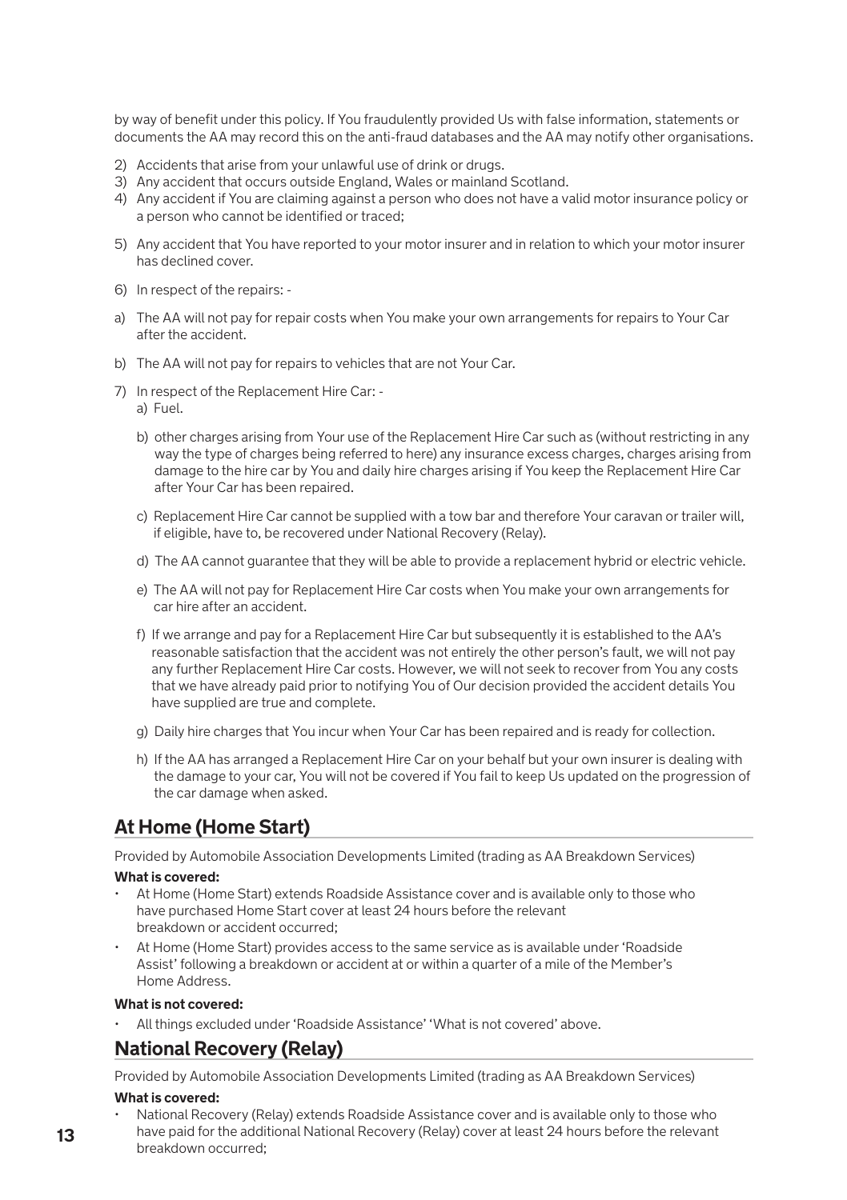by way of benefit under this policy. If You fraudulently provided Us with false information, statements or documents the AA may record this on the anti-fraud databases and the AA may notify other organisations.

2) Accidents that arise from your unlawful use of drink or drugs.
3) Any accident that occurs outside England, Wales or mainland Scotland.
4) Any accident if You are claiming against a person who does not have a valid motor insurance policy or a person who cannot be identified or traced;
5) Any accident that You have reported to your motor insurer and in relation to which your motor insurer has declined cover.
6) In respect of the repairs: -

a) The AA will not pay for repair costs when You make your own arrangements for repairs to Your Car after the accident.

b) The AA will not pay for repairs to vehicles that are not Your Car.

7) In respect of the Replacement Hire Car: -
   a) Fuel.
   b) other charges arising from Your use of the Replacement Hire Car such as (without restricting in any way the type of charges being referred to here) any insurance excess charges, charges arising from damage to the hire car by You and daily hire charges arising if You keep the Replacement Hire Car after Your Car has been repaired.
   c) Replacement Hire Car cannot be supplied with a tow bar and therefore Your caravan or trailer will, if eligible, have to, be recovered under National Recovery (Relay).
   d) The AA cannot guarantee that they will be able to provide a replacement hybrid or electric vehicle.
   e) The AA will not pay for Replacement Hire Car costs when You make your own arrangements for car hire after an accident.
   f) If we arrange and pay for a Replacement Hire Car but subsequently it is established to the AA's reasonable satisfaction that the accident was not entirely the other person's fault, we will not pay any further Replacement Hire Car costs. However, we will not seek to recover from You any costs that we have already paid prior to notifying You of Our decision provided the accident details You have supplied are true and complete.
   g) Daily hire charges that You incur when Your Car has been repaired and is ready for collection.
   h) If the AA has arranged a Replacement Hire Car on your behalf but your own insurer is dealing with the damage to your car, You will not be covered if You fail to keep Us updated on the progression of the car damage when asked.

## At Home (Home Start)

Provided by Automobile Association Developments Limited (trading as AA Breakdown Services)

**What is covered:**

- At Home (Home Start) extends Roadside Assistance cover and is available only to those who have purchased Home Start cover at least 24 hours before the relevant breakdown or accident occurred;
- At Home (Home Start) provides access to the same service as is available under 'Roadside Assist' following a breakdown or accident at or within a quarter of a mile of the Member's Home Address.

**What is not covered:**

- All things excluded under 'Roadside Assistance' 'What is not covered' above.

## National Recovery (Relay)

Provided by Automobile Association Developments Limited (trading as AA Breakdown Services)

**What is covered:**

- National Recovery (Relay) extends Roadside Assistance cover and is available only to those who have paid for the additional National Recovery (Relay) cover at least 24 hours before the relevant breakdown occurred;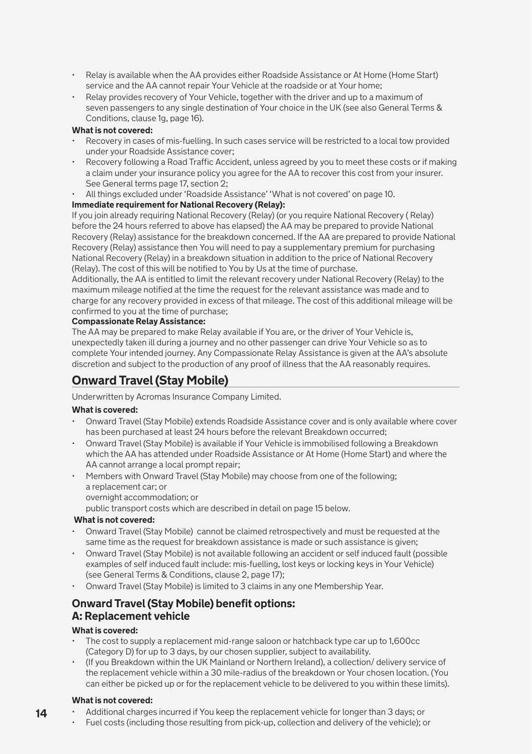- Relay is available when the AA provides either Roadside Assistance or At Home (Home Start) service and the AA cannot repair Your Vehicle at the roadside or at Your home;
- Relay provides recovery of Your Vehicle, together with the driver and up to a maximum of seven passengers to any single destination of Your choice in the UK (see also General Terms & Conditions, clause 1g, page 16).

**What is not covered:**

- Recovery in cases of mis-fuelling. In such cases service will be restricted to a local tow provided under your Roadside Assistance cover;
- Recovery following a Road Traffic Accident, unless agreed by you to meet these costs or if making a claim under your insurance policy you agree for the AA to recover this cost from your insurer. See General terms page 17, section 2;
- All things excluded under 'Roadside Assistance' 'What is not covered' on page 10.

**Immediate requirement for National Recovery (Relay):**

If you join already requiring National Recovery (Relay) (or you require National Recovery ( Relay) before the 24 hours referred to above has elapsed) the AA may be prepared to provide National Recovery (Relay) assistance for the breakdown concerned. If the AA are prepared to provide National Recovery (Relay) assistance then You will need to pay a supplementary premium for purchasing National Recovery (Relay) in a breakdown situation in addition to the price of National Recovery (Relay). The cost of this will be notified to You by Us at the time of purchase.

Additionally, the AA is entitled to limit the relevant recovery under National Recovery (Relay) to the maximum mileage notified at the time the request for the relevant assistance was made and to charge for any recovery provided in excess of that mileage. The cost of this additional mileage will be confirmed to you at the time of purchase;

**Compassionate Relay Assistance:**

The AA may be prepared to make Relay available if You are, or the driver of Your Vehicle is, unexpectedly taken ill during a journey and no other passenger can drive Your Vehicle so as to complete Your intended journey. Any Compassionate Relay Assistance is given at the AA's absolute discretion and subject to the production of any proof of illness that the AA reasonably requires.

## Onward Travel (Stay Mobile)

Underwritten by Acromas Insurance Company Limited.

**What is covered:**

- Onward Travel (Stay Mobile) extends Roadside Assistance cover and is only available where cover has been purchased at least 24 hours before the relevant Breakdown occurred;
- Onward Travel (Stay Mobile) is available if Your Vehicle is immobilised following a Breakdown which the AA has attended under Roadside Assistance or At Home (Home Start) and where the AA cannot arrange a local prompt repair;
- Members with Onward Travel (Stay Mobile) may choose from one of the following;
  a replacement car; or
  overnight accommodation; or
  public transport costs which are described in detail on page 15 below.

**What is not covered:**

- Onward Travel (Stay Mobile) cannot be claimed retrospectively and must be requested at the same time as the request for breakdown assistance is made or such assistance is given;
- Onward Travel (Stay Mobile) is not available following an accident or self induced fault (possible examples of self induced fault include: mis-fuelling, lost keys or locking keys in Your Vehicle) (see General Terms & Conditions, clause 2, page 17);
- Onward Travel (Stay Mobile) is limited to 3 claims in any one Membership Year.

### Onward Travel (Stay Mobile) benefit options:
### A: Replacement vehicle

**What is covered:**

- The cost to supply a replacement mid-range saloon or hatchback type car up to 1,600cc (Category D) for up to 3 days, by our chosen supplier, subject to availability.
- (If you Breakdown within the UK Mainland or Northern Ireland), a collection/ delivery service of the replacement vehicle within a 30 mile-radius of the breakdown or Your chosen location. (You can either be picked up or for the replacement vehicle to be delivered to you within these limits).

**What is not covered:**

- Additional charges incurred if You keep the replacement vehicle for longer than 3 days; or
- Fuel costs (including those resulting from pick-up, collection and delivery of the vehicle); or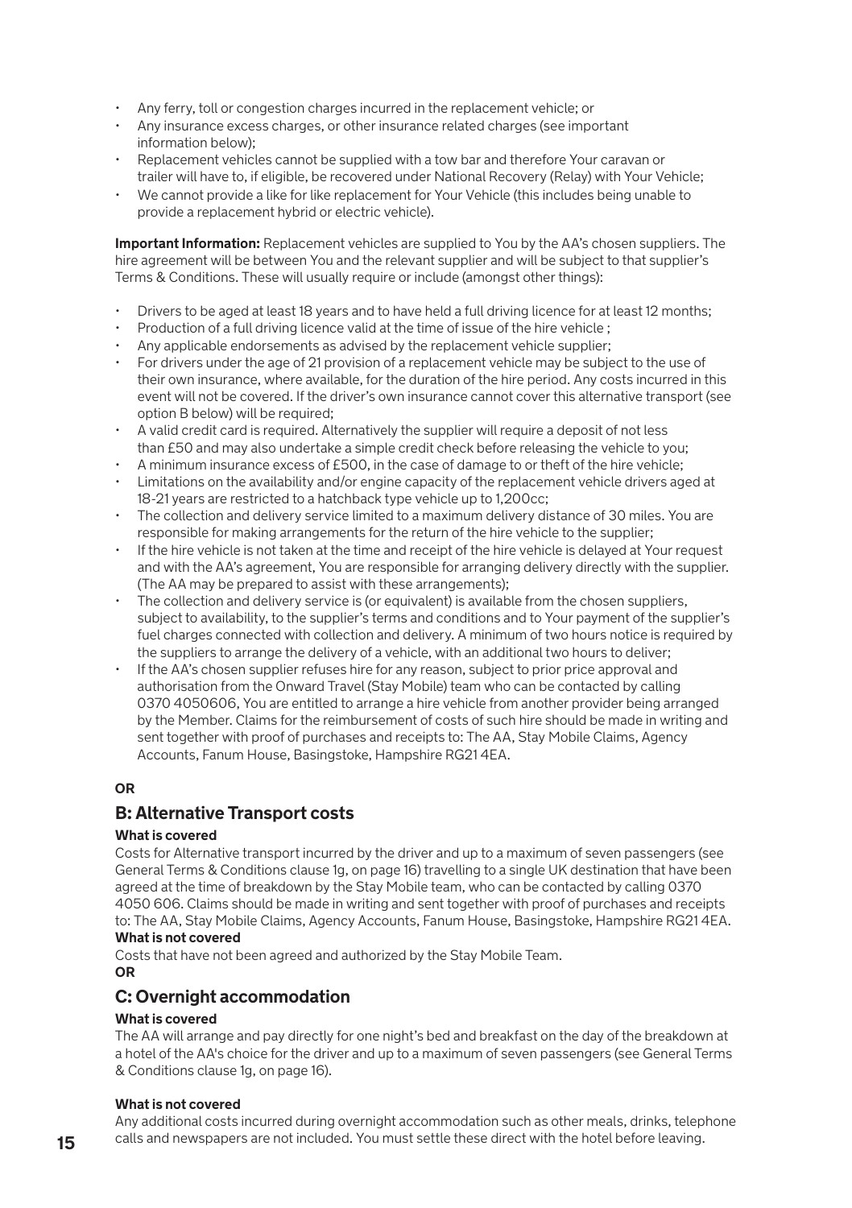- Any ferry, toll or congestion charges incurred in the replacement vehicle; or
- Any insurance excess charges, or other insurance related charges (see important information below);
- Replacement vehicles cannot be supplied with a tow bar and therefore Your caravan or trailer will have to, if eligible, be recovered under National Recovery (Relay) with Your Vehicle;
- We cannot provide a like for like replacement for Your Vehicle (this includes being unable to provide a replacement hybrid or electric vehicle).

**Important Information:** Replacement vehicles are supplied to You by the AA's chosen suppliers. The hire agreement will be between You and the relevant supplier and will be subject to that supplier's Terms & Conditions. These will usually require or include (amongst other things):

- Drivers to be aged at least 18 years and to have held a full driving licence for at least 12 months;
- Production of a full driving licence valid at the time of issue of the hire vehicle ;
- Any applicable endorsements as advised by the replacement vehicle supplier;
- For drivers under the age of 21 provision of a replacement vehicle may be subject to the use of their own insurance, where available, for the duration of the hire period. Any costs incurred in this event will not be covered. If the driver's own insurance cannot cover this alternative transport (see option B below) will be required;
- A valid credit card is required. Alternatively the supplier will require a deposit of not less than £50 and may also undertake a simple credit check before releasing the vehicle to you;
- A minimum insurance excess of £500, in the case of damage to or theft of the hire vehicle;
- Limitations on the availability and/or engine capacity of the replacement vehicle drivers aged at 18-21 years are restricted to a hatchback type vehicle up to 1,200cc;
- The collection and delivery service limited to a maximum delivery distance of 30 miles. You are responsible for making arrangements for the return of the hire vehicle to the supplier;
- If the hire vehicle is not taken at the time and receipt of the hire vehicle is delayed at Your request and with the AA's agreement, You are responsible for arranging delivery directly with the supplier. (The AA may be prepared to assist with these arrangements);
- The collection and delivery service is (or equivalent) is available from the chosen suppliers, subject to availability, to the supplier's terms and conditions and to Your payment of the supplier's fuel charges connected with collection and delivery. A minimum of two hours notice is required by the suppliers to arrange the delivery of a vehicle, with an additional two hours to deliver;
- If the AA's chosen supplier refuses hire for any reason, subject to prior price approval and authorisation from the Onward Travel (Stay Mobile) team who can be contacted by calling 0370 4050606, You are entitled to arrange a hire vehicle from another provider being arranged by the Member. Claims for the reimbursement of costs of such hire should be made in writing and sent together with proof of purchases and receipts to: The AA, Stay Mobile Claims, Agency Accounts, Fanum House, Basingstoke, Hampshire RG21 4EA.

**OR**

## B: Alternative Transport costs

**What is covered**

Costs for Alternative transport incurred by the driver and up to a maximum of seven passengers (see General Terms & Conditions clause 1g, on page 16) travelling to a single UK destination that have been agreed at the time of breakdown by the Stay Mobile team, who can be contacted by calling 0370 4050 606. Claims should be made in writing and sent together with proof of purchases and receipts to: The AA, Stay Mobile Claims, Agency Accounts, Fanum House, Basingstoke, Hampshire RG21 4EA.

**What is not covered**

Costs that have not been agreed and authorized by the Stay Mobile Team.

**OR**

## C: Overnight accommodation

**What is covered**

The AA will arrange and pay directly for one night's bed and breakfast on the day of the breakdown at a hotel of the AA's choice for the driver and up to a maximum of seven passengers (see General Terms & Conditions clause 1g, on page 16).

**What is not covered**

Any additional costs incurred during overnight accommodation such as other meals, drinks, telephone calls and newspapers are not included. You must settle these direct with the hotel before leaving.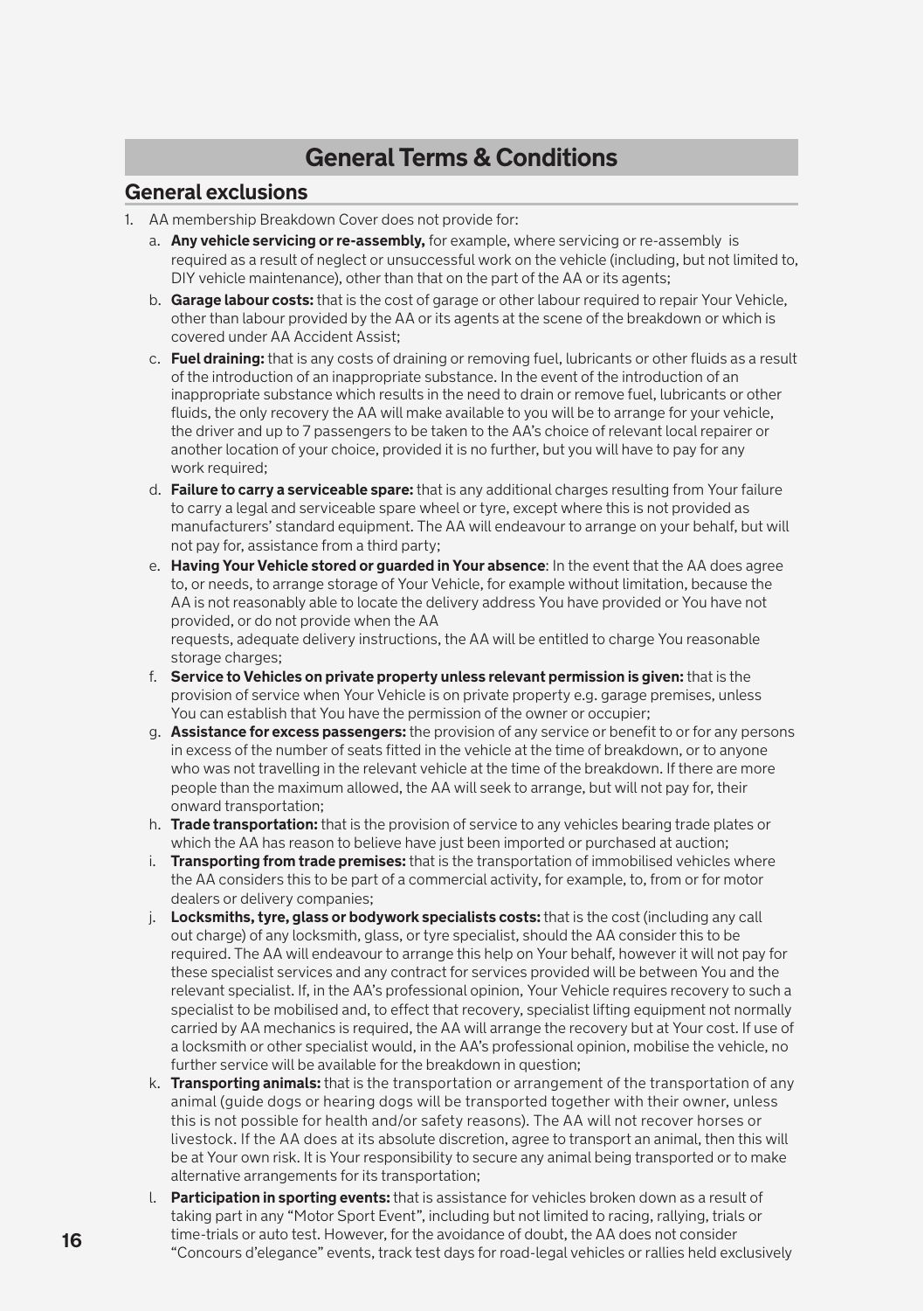# General Terms & Conditions

## General exclusions

1. AA membership Breakdown Cover does not provide for:
   a. **Any vehicle servicing or re-assembly,** for example, where servicing or re-assembly is required as a result of neglect or unsuccessful work on the vehicle (including, but not limited to, DIY vehicle maintenance), other than that on the part of the AA or its agents;
   b. **Garage labour costs:** that is the cost of garage or other labour required to repair Your Vehicle, other than labour provided by the AA or its agents at the scene of the breakdown or which is covered under AA Accident Assist;
   c. **Fuel draining:** that is any costs of draining or removing fuel, lubricants or other fluids as a result of the introduction of an inappropriate substance. In the event of the introduction of an inappropriate substance which results in the need to drain or remove fuel, lubricants or other fluids, the only recovery the AA will make available to you will be to arrange for your vehicle, the driver and up to 7 passengers to be taken to the AA's choice of relevant local repairer or another location of your choice, provided it is no further, but you will have to pay for any work required;
   d. **Failure to carry a serviceable spare:** that is any additional charges resulting from Your failure to carry a legal and serviceable spare wheel or tyre, except where this is not provided as manufacturers' standard equipment. The AA will endeavour to arrange on your behalf, but will not pay for, assistance from a third party;
   e. **Having Your Vehicle stored or guarded in Your absence**: In the event that the AA does agree to, or needs, to arrange storage of Your Vehicle, for example without limitation, because the AA is not reasonably able to locate the delivery address You have provided or You have not provided, or do not provide when the AA requests, adequate delivery instructions, the AA will be entitled to charge You reasonable storage charges;
   f. **Service to Vehicles on private property unless relevant permission is given:** that is the provision of service when Your Vehicle is on private property e.g. garage premises, unless You can establish that You have the permission of the owner or occupier;
   g. **Assistance for excess passengers:** the provision of any service or benefit to or for any persons in excess of the number of seats fitted in the vehicle at the time of breakdown, or to anyone who was not travelling in the relevant vehicle at the time of the breakdown. If there are more people than the maximum allowed, the AA will seek to arrange, but will not pay for, their onward transportation;
   h. **Trade transportation:** that is the provision of service to any vehicles bearing trade plates or which the AA has reason to believe have just been imported or purchased at auction;
   i. **Transporting from trade premises:** that is the transportation of immobilised vehicles where the AA considers this to be part of a commercial activity, for example, to, from or for motor dealers or delivery companies;
   j. **Locksmiths, tyre, glass or bodywork specialists costs:** that is the cost (including any call out charge) of any locksmith, glass, or tyre specialist, should the AA consider this to be required. The AA will endeavour to arrange this help on Your behalf, however it will not pay for these specialist services and any contract for services provided will be between You and the relevant specialist. If, in the AA's professional opinion, Your Vehicle requires recovery to such a specialist to be mobilised and, to effect that recovery, specialist lifting equipment not normally carried by AA mechanics is required, the AA will arrange the recovery but at Your cost. If use of a locksmith or other specialist would, in the AA's professional opinion, mobilise the vehicle, no further service will be available for the breakdown in question;
   k. **Transporting animals:** that is the transportation or arrangement of the transportation of any animal (guide dogs or hearing dogs will be transported together with their owner, unless this is not possible for health and/or safety reasons). The AA will not recover horses or livestock. If the AA does at its absolute discretion, agree to transport an animal, then this will be at Your own risk. It is Your responsibility to secure any animal being transported or to make alternative arrangements for its transportation;
   l. **Participation in sporting events:** that is assistance for vehicles broken down as a result of taking part in any "Motor Sport Event", including but not limited to racing, rallying, trials or time-trials or auto test. However, for the avoidance of doubt, the AA does not consider "Concours d'elegance" events, track test days for road-legal vehicles or rallies held exclusively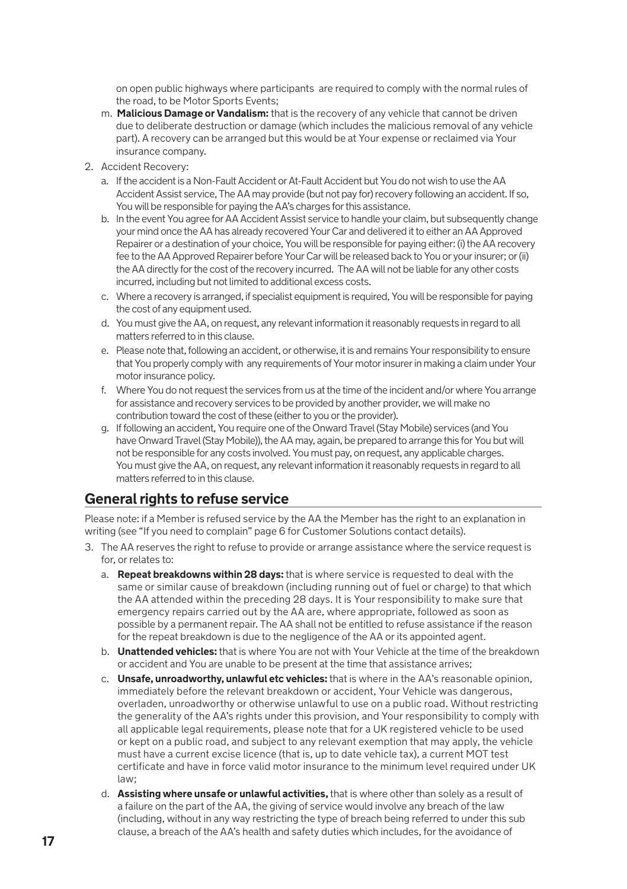on open public highways where participants are required to comply with the normal rules of the road, to be Motor Sports Events;

m. **Malicious Damage or Vandalism:** that is the recovery of any vehicle that cannot be driven due to deliberate destruction or damage (which includes the malicious removal of any vehicle part). A recovery can be arranged but this would be at Your expense or reclaimed via Your insurance company.

2. Accident Recovery:
   a. If the accident is a Non-Fault Accident or At-Fault Accident but You do not wish to use the AA Accident Assist service, The AA may provide (but not pay for) recovery following an accident. If so, You will be responsible for paying the AA's charges for this assistance.
   b. In the event You agree for AA Accident Assist service to handle your claim, but subsequently change your mind once the AA has already recovered Your Car and delivered it to either an AA Approved Repairer or a destination of your choice, You will be responsible for paying either: (i) the AA recovery fee to the AA Approved Repairer before Your Car will be released back to You or your insurer; or (ii) the AA directly for the cost of the recovery incurred. The AA will not be liable for any other costs incurred, including but not limited to additional excess costs.
   c. Where a recovery is arranged, if specialist equipment is required, You will be responsible for paying the cost of any equipment used.
   d. You must give the AA, on request, any relevant information it reasonably requests in regard to all matters referred to in this clause.
   e. Please note that, following an accident, or otherwise, it is and remains Your responsibility to ensure that You properly comply with any requirements of Your motor insurer in making a claim under Your motor insurance policy.
   f. Where You do not request the services from us at the time of the incident and/or where You arrange for assistance and recovery services to be provided by another provider, we will make no contribution toward the cost of these (either to you or the provider).
   g. If following an accident, You require one of the Onward Travel (Stay Mobile) services (and You have Onward Travel (Stay Mobile)), the AA may, again, be prepared to arrange this for You but will not be responsible for any costs involved. You must pay, on request, any applicable charges. You must give the AA, on request, any relevant information it reasonably requests in regard to all matters referred to in this clause.

## General rights to refuse service

Please note: if a Member is refused service by the AA the Member has the right to an explanation in writing (see "If you need to complain" page 6 for Customer Solutions contact details).

3. The AA reserves the right to refuse to provide or arrange assistance where the service request is for, or relates to:
   a. **Repeat breakdowns within 28 days:** that is where service is requested to deal with the same or similar cause of breakdown (including running out of fuel or charge) to that which the AA attended within the preceding 28 days. It is Your responsibility to make sure that emergency repairs carried out by the AA are, where appropriate, followed as soon as possible by a permanent repair. The AA shall not be entitled to refuse assistance if the reason for the repeat breakdown is due to the negligence of the AA or its appointed agent.
   b. **Unattended vehicles:** that is where You are not with Your Vehicle at the time of the breakdown or accident and You are unable to be present at the time that assistance arrives;
   c. **Unsafe, unroadworthy, unlawful etc vehicles:** that is where in the AA's reasonable opinion, immediately before the relevant breakdown or accident, Your Vehicle was dangerous, overladen, unroadworthy or otherwise unlawful to use on a public road. Without restricting the generality of the AA's rights under this provision, and Your responsibility to comply with all applicable legal requirements, please note that for a UK registered vehicle to be used or kept on a public road, and subject to any relevant exemption that may apply, the vehicle must have a current excise licence (that is, up to date vehicle tax), a current MOT test certificate and have in force valid motor insurance to the minimum level required under UK law;
   d. **Assisting where unsafe or unlawful activities,** that is where other than solely as a result of a failure on the part of the AA, the giving of service would involve any breach of the law (including, without in any way restricting the type of breach being referred to under this sub clause, a breach of the AA's health and safety duties which includes, for the avoidance of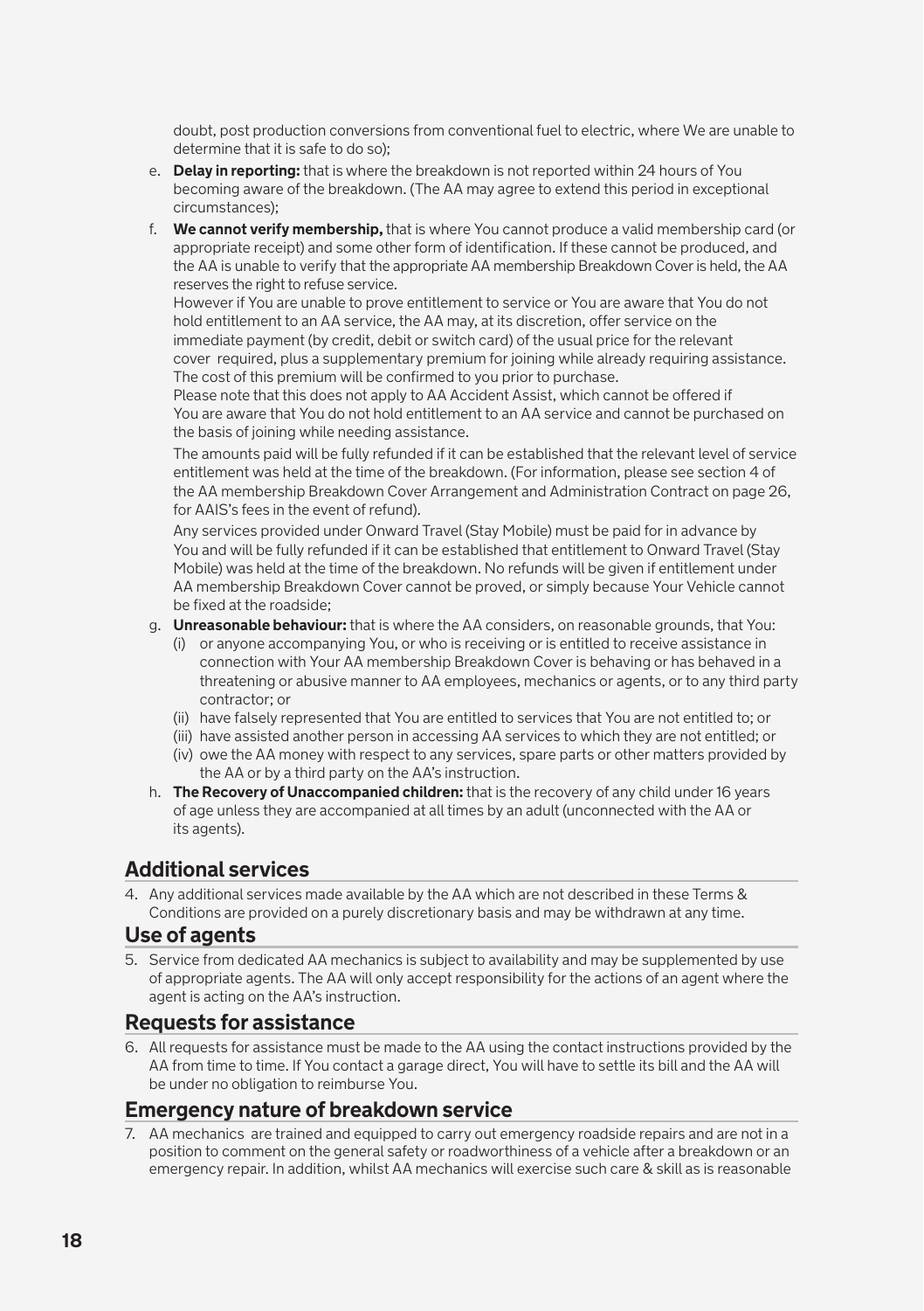doubt, post production conversions from conventional fuel to electric, where We are unable to determine that it is safe to do so);

e. **Delay in reporting:** that is where the breakdown is not reported within 24 hours of You becoming aware of the breakdown. (The AA may agree to extend this period in exceptional circumstances);

f. **We cannot verify membership,** that is where You cannot produce a valid membership card (or appropriate receipt) and some other form of identification. If these cannot be produced, and the AA is unable to verify that the appropriate AA membership Breakdown Cover is held, the AA reserves the right to refuse service.
However if You are unable to prove entitlement to service or You are aware that You do not hold entitlement to an AA service, the AA may, at its discretion, offer service on the immediate payment (by credit, debit or switch card) of the usual price for the relevant cover required, plus a supplementary premium for joining while already requiring assistance. The cost of this premium will be confirmed to you prior to purchase.
Please note that this does not apply to AA Accident Assist, which cannot be offered if You are aware that You do not hold entitlement to an AA service and cannot be purchased on the basis of joining while needing assistance.

   The amounts paid will be fully refunded if it can be established that the relevant level of service entitlement was held at the time of the breakdown. (For information, please see section 4 of the AA membership Breakdown Cover Arrangement and Administration Contract on page 26, for AAIS's fees in the event of refund).

   Any services provided under Onward Travel (Stay Mobile) must be paid for in advance by You and will be fully refunded if it can be established that entitlement to Onward Travel (Stay Mobile) was held at the time of the breakdown. No refunds will be given if entitlement under AA membership Breakdown Cover cannot be proved, or simply because Your Vehicle cannot be fixed at the roadside;

g. **Unreasonable behaviour:** that is where the AA considers, on reasonable grounds, that You:
   (i) or anyone accompanying You, or who is receiving or is entitled to receive assistance in connection with Your AA membership Breakdown Cover is behaving or has behaved in a threatening or abusive manner to AA employees, mechanics or agents, or to any third party contractor; or
   (ii) have falsely represented that You are entitled to services that You are not entitled to; or
   (iii) have assisted another person in accessing AA services to which they are not entitled; or
   (iv) owe the AA money with respect to any services, spare parts or other matters provided by the AA or by a third party on the AA's instruction.

h. **The Recovery of Unaccompanied children:** that is the recovery of any child under 16 years of age unless they are accompanied at all times by an adult (unconnected with the AA or its agents).

## Additional services

4. Any additional services made available by the AA which are not described in these Terms & Conditions are provided on a purely discretionary basis and may be withdrawn at any time.

## Use of agents

5. Service from dedicated AA mechanics is subject to availability and may be supplemented by use of appropriate agents. The AA will only accept responsibility for the actions of an agent where the agent is acting on the AA's instruction.

## Requests for assistance

6. All requests for assistance must be made to the AA using the contact instructions provided by the AA from time to time. If You contact a garage direct, You will have to settle its bill and the AA will be under no obligation to reimburse You.

## Emergency nature of breakdown service

7. AA mechanics are trained and equipped to carry out emergency roadside repairs and are not in a position to comment on the general safety or roadworthiness of a vehicle after a breakdown or an emergency repair. In addition, whilst AA mechanics will exercise such care & skill as is reasonable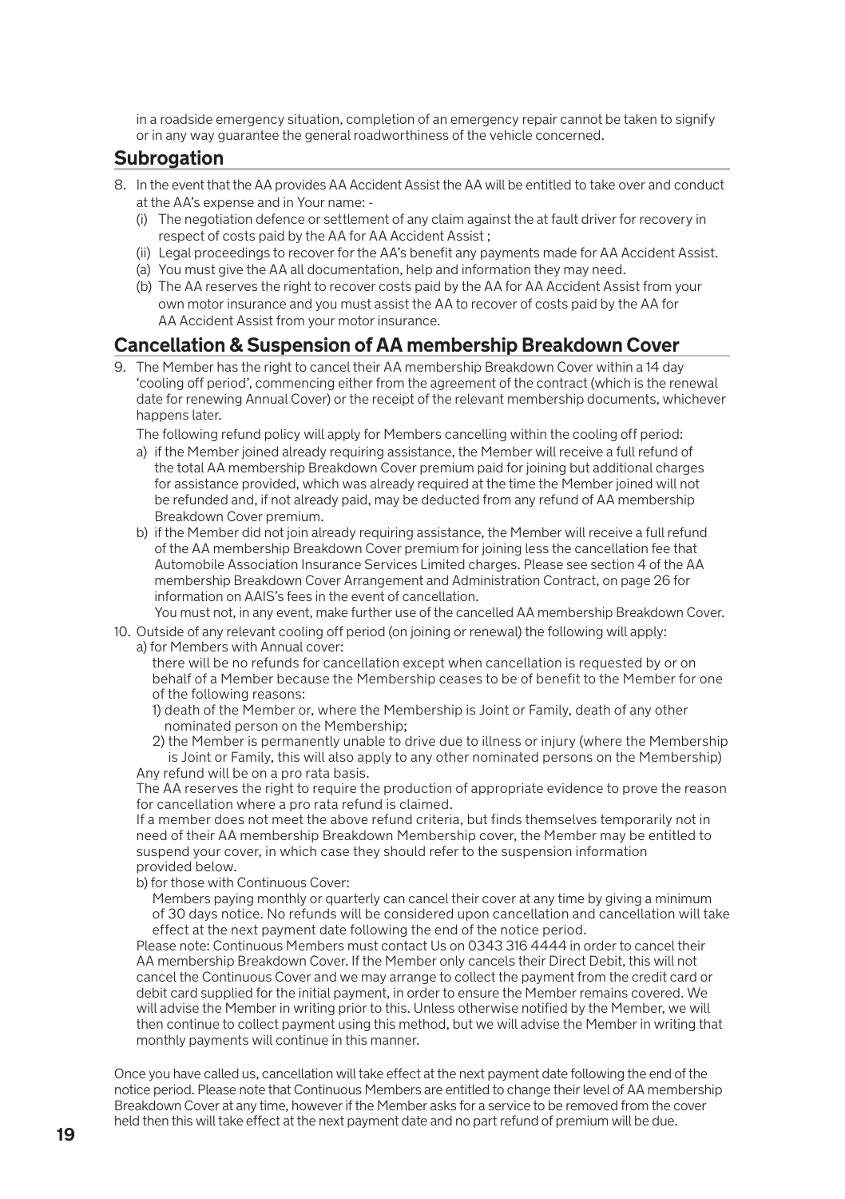in a roadside emergency situation, completion of an emergency repair cannot be taken to signify or in any way guarantee the general roadworthiness of the vehicle concerned.

## Subrogation

8. In the event that the AA provides AA Accident Assist the AA will be entitled to take over and conduct at the AA's expense and in Your name: -
   (i) The negotiation defence or settlement of any claim against the at fault driver for recovery in respect of costs paid by the AA for AA Accident Assist ;
   (ii) Legal proceedings to recover for the AA's benefit any payments made for AA Accident Assist.
   (a) You must give the AA all documentation, help and information they may need.
   (b) The AA reserves the right to recover costs paid by the AA for AA Accident Assist from your own motor insurance and you must assist the AA to recover of costs paid by the AA for AA Accident Assist from your motor insurance.

## Cancellation & Suspension of AA membership Breakdown Cover

9. The Member has the right to cancel their AA membership Breakdown Cover within a 14 day 'cooling off period', commencing either from the agreement of the contract (which is the renewal date for renewing Annual Cover) or the receipt of the relevant membership documents, whichever happens later.

   The following refund policy will apply for Members cancelling within the cooling off period:

   a) if the Member joined already requiring assistance, the Member will receive a full refund of the total AA membership Breakdown Cover premium paid for joining but additional charges for assistance provided, which was already required at the time the Member joined will not be refunded and, if not already paid, may be deducted from any refund of AA membership Breakdown Cover premium.
   b) if the Member did not join already requiring assistance, the Member will receive a full refund of the AA membership Breakdown Cover premium for joining less the cancellation fee that Automobile Association Insurance Services Limited charges. Please see section 4 of the AA membership Breakdown Cover Arrangement and Administration Contract, on page 26 for information on AAIS's fees in the event of cancellation.

   You must not, in any event, make further use of the cancelled AA membership Breakdown Cover.

10. Outside of any relevant cooling off period (on joining or renewal) the following will apply:

    a) for Members with Annual cover:

    there will be no refunds for cancellation except when cancellation is requested by or on behalf of a Member because the Membership ceases to be of benefit to the Member for one of the following reasons:

    1) death of the Member or, where the Membership is Joint or Family, death of any other nominated person on the Membership;
    2) the Member is permanently unable to drive due to illness or injury (where the Membership is Joint or Family, this will also apply to any other nominated persons on the Membership)

    Any refund will be on a pro rata basis.

    The AA reserves the right to require the production of appropriate evidence to prove the reason for cancellation where a pro rata refund is claimed.

    If a member does not meet the above refund criteria, but finds themselves temporarily not in need of their AA membership Breakdown Membership cover, the Member may be entitled to suspend your cover, in which case they should refer to the suspension information provided below.

    b) for those with Continuous Cover:

    Members paying monthly or quarterly can cancel their cover at any time by giving a minimum of 30 days notice. No refunds will be considered upon cancellation and cancellation will take effect at the next payment date following the end of the notice period.

    Please note: Continuous Members must contact Us on 0343 316 4444 in order to cancel their AA membership Breakdown Cover. If the Member only cancels their Direct Debit, this will not cancel the Continuous Cover and we may arrange to collect the payment from the credit card or debit card supplied for the initial payment, in order to ensure the Member remains covered. We will advise the Member in writing prior to this. Unless otherwise notified by the Member, we will then continue to collect payment using this method, but we will advise the Member in writing that monthly payments will continue in this manner.

Once you have called us, cancellation will take effect at the next payment date following the end of the notice period. Please note that Continuous Members are entitled to change their level of AA membership Breakdown Cover at any time, however if the Member asks for a service to be removed from the cover held then this will take effect at the next payment date and no part refund of premium will be due.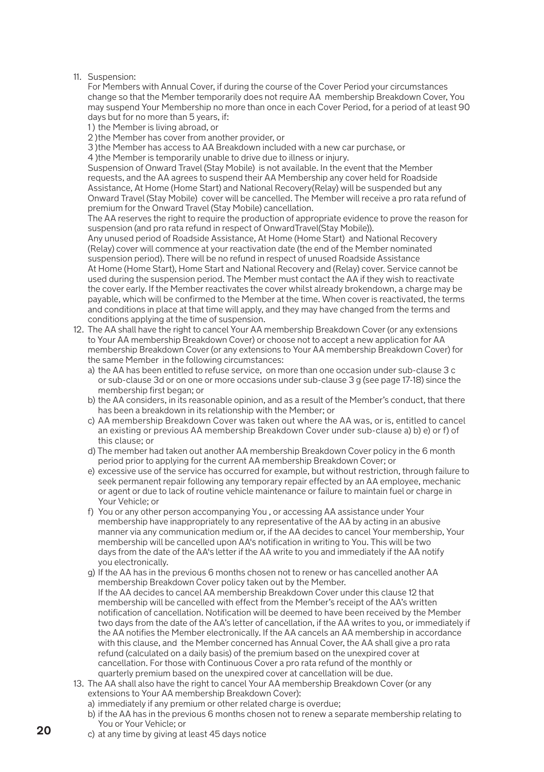11. Suspension:
    For Members with Annual Cover, if during the course of the Cover Period your circumstances change so that the Member temporarily does not require AA membership Breakdown Cover, You may suspend Your Membership no more than once in each Cover Period, for a period of at least 90 days but for no more than 5 years, if:
    1 ) the Member is living abroad, or
    2 )the Member has cover from another provider, or
    3 )the Member has access to AA Breakdown included with a new car purchase, or
    4 )the Member is temporarily unable to drive due to illness or injury.
    Suspension of Onward Travel (Stay Mobile) is not available. In the event that the Member requests, and the AA agrees to suspend their AA Membership any cover held for Roadside Assistance, At Home (Home Start) and National Recovery(Relay) will be suspended but any Onward Travel (Stay Mobile) cover will be cancelled. The Member will receive a pro rata refund of premium for the Onward Travel (Stay Mobile) cancellation.
    The AA reserves the right to require the production of appropriate evidence to prove the reason for suspension (and pro rata refund in respect of OnwardTravel(Stay Mobile)).
    Any unused period of Roadside Assistance, At Home (Home Start) and National Recovery (Relay) cover will commence at your reactivation date (the end of the Member nominated suspension period). There will be no refund in respect of unused Roadside Assistance At Home (Home Start), Home Start and National Recovery and (Relay) cover. Service cannot be used during the suspension period. The Member must contact the AA if they wish to reactivate the cover early. If the Member reactivates the cover whilst already brokendown, a charge may be payable, which will be confirmed to the Member at the time. When cover is reactivated, the terms and conditions in place at that time will apply, and they may have changed from the terms and conditions applying at the time of suspension.
12. The AA shall have the right to cancel Your AA membership Breakdown Cover (or any extensions to Your AA membership Breakdown Cover) or choose not to accept a new application for AA membership Breakdown Cover (or any extensions to Your AA membership Breakdown Cover) for the same Member in the following circumstances:
    a) the AA has been entitled to refuse service, on more than one occasion under sub-clause 3 c or sub-clause 3d or on one or more occasions under sub-clause 3 g (see page 17-18) since the membership first began; or
    b) the AA considers, in its reasonable opinion, and as a result of the Member's conduct, that there has been a breakdown in its relationship with the Member; or
    c) AA membership Breakdown Cover was taken out where the AA was, or is, entitled to cancel an existing or previous AA membership Breakdown Cover under sub-clause a) b) e) or f) of this clause; or
    d) The member had taken out another AA membership Breakdown Cover policy in the 6 month period prior to applying for the current AA membership Breakdown Cover; or
    e) excessive use of the service has occurred for example, but without restriction, through failure to seek permanent repair following any temporary repair effected by an AA employee, mechanic or agent or due to lack of routine vehicle maintenance or failure to maintain fuel or charge in Your Vehicle; or
    f) You or any other person accompanying You , or accessing AA assistance under Your membership have inappropriately to any representative of the AA by acting in an abusive manner via any communication medium or, if the AA decides to cancel Your membership, Your membership will be cancelled upon AA's notification in writing to You. This will be two days from the date of the AA's letter if the AA write to you and immediately if the AA notify you electronically.
    g) If the AA has in the previous 6 months chosen not to renew or has cancelled another AA membership Breakdown Cover policy taken out by the Member.
    If the AA decides to cancel AA membership Breakdown Cover under this clause 12 that membership will be cancelled with effect from the Member's receipt of the AA's written notification of cancellation. Notification will be deemed to have been received by the Member two days from the date of the AA's letter of cancellation, if the AA writes to you, or immediately if the AA notifies the Member electronically. If the AA cancels an AA membership in accordance with this clause, and the Member concerned has Annual Cover, the AA shall give a pro rata refund (calculated on a daily basis) of the premium based on the unexpired cover at cancellation. For those with Continuous Cover a pro rata refund of the monthly or quarterly premium based on the unexpired cover at cancellation will be due.
13. The AA shall also have the right to cancel Your AA membership Breakdown Cover (or any extensions to Your AA membership Breakdown Cover):
    a) immediately if any premium or other related charge is overdue;
    b) if the AA has in the previous 6 months chosen not to renew a separate membership relating to You or Your Vehicle; or
    c) at any time by giving at least 45 days notice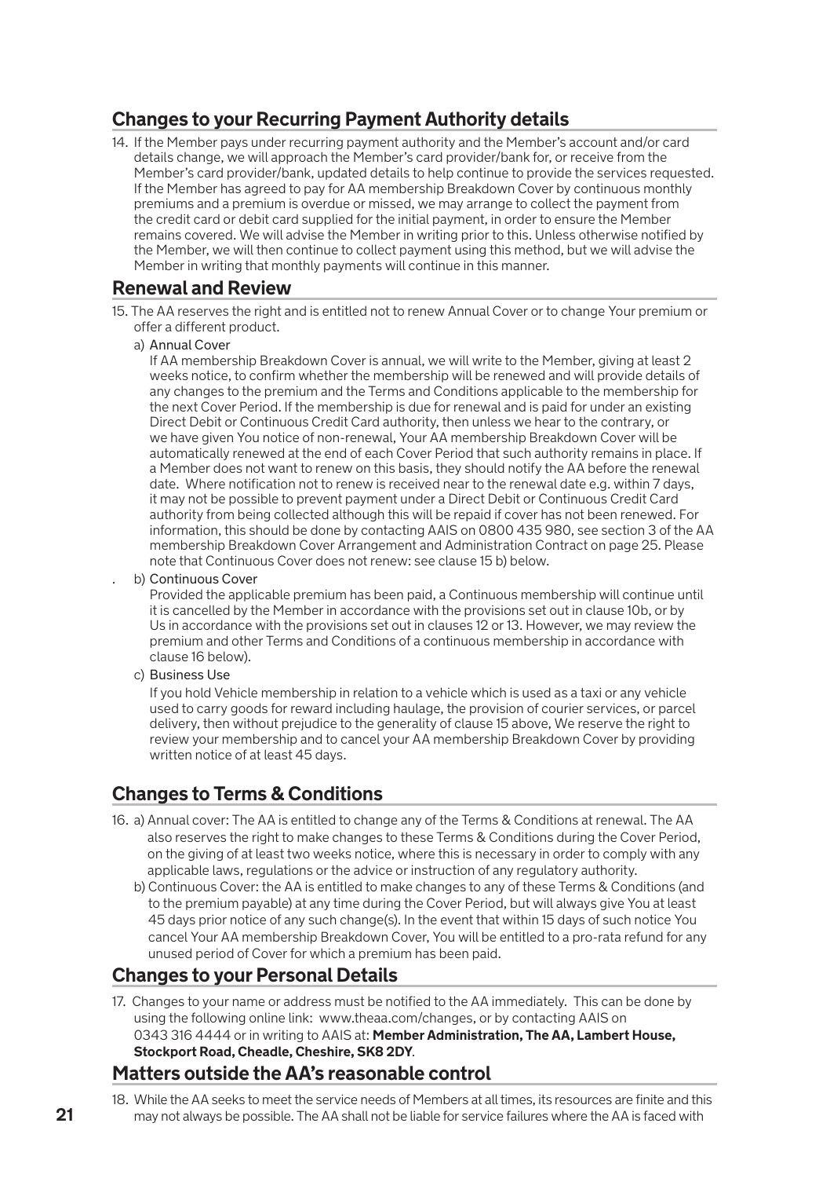## Changes to your Recurring Payment Authority details

14. If the Member pays under recurring payment authority and the Member's account and/or card details change, we will approach the Member's card provider/bank for, or receive from the Member's card provider/bank, updated details to help continue to provide the services requested. If the Member has agreed to pay for AA membership Breakdown Cover by continuous monthly premiums and a premium is overdue or missed, we may arrange to collect the payment from the credit card or debit card supplied for the initial payment, in order to ensure the Member remains covered. We will advise the Member in writing prior to this. Unless otherwise notified by the Member, we will then continue to collect payment using this method, but we will advise the Member in writing that monthly payments will continue in this manner.

## Renewal and Review

15. The AA reserves the right and is entitled not to renew Annual Cover or to change Your premium or offer a different product.

    a) Annual Cover

    If AA membership Breakdown Cover is annual, we will write to the Member, giving at least 2 weeks notice, to confirm whether the membership will be renewed and will provide details of any changes to the premium and the Terms and Conditions applicable to the membership for the next Cover Period. If the membership is due for renewal and is paid for under an existing Direct Debit or Continuous Credit Card authority, then unless we hear to the contrary, or we have given You notice of non-renewal, Your AA membership Breakdown Cover will be automatically renewed at the end of each Cover Period that such authority remains in place. If a Member does not want to renew on this basis, they should notify the AA before the renewal date. Where notification not to renew is received near to the renewal date e.g. within 7 days, it may not be possible to prevent payment under a Direct Debit or Continuous Credit Card authority from being collected although this will be repaid if cover has not been renewed. For information, this should be done by contacting AAIS on 0800 435 980, see section 3 of the AA membership Breakdown Cover Arrangement and Administration Contract on page 25. Please note that Continuous Cover does not renew: see clause 15 b) below.

    b) Continuous Cover

    Provided the applicable premium has been paid, a Continuous membership will continue until it is cancelled by the Member in accordance with the provisions set out in clause 10b, or by Us in accordance with the provisions set out in clauses 12 or 13. However, we may review the premium and other Terms and Conditions of a continuous membership in accordance with clause 16 below).

    c) Business Use

    If you hold Vehicle membership in relation to a vehicle which is used as a taxi or any vehicle used to carry goods for reward including haulage, the provision of courier services, or parcel delivery, then without prejudice to the generality of clause 15 above, We reserve the right to review your membership and to cancel your AA membership Breakdown Cover by providing written notice of at least 45 days.

## Changes to Terms & Conditions

16. a) Annual cover: The AA is entitled to change any of the Terms & Conditions at renewal. The AA also reserves the right to make changes to these Terms & Conditions during the Cover Period, on the giving of at least two weeks notice, where this is necessary in order to comply with any applicable laws, regulations or the advice or instruction of any regulatory authority.

    b) Continuous Cover: the AA is entitled to make changes to any of these Terms & Conditions (and to the premium payable) at any time during the Cover Period, but will always give You at least 45 days prior notice of any such change(s). In the event that within 15 days of such notice You cancel Your AA membership Breakdown Cover, You will be entitled to a pro-rata refund for any unused period of Cover for which a premium has been paid.

## Changes to your Personal Details

17. Changes to your name or address must be notified to the AA immediately. This can be done by using the following online link: www.theaa.com/changes, or by contacting AAIS on 0343 316 4444 or in writing to AAIS at: **Member Administration, The AA, Lambert House, Stockport Road, Cheadle, Cheshire, SK8 2DY**.

## Matters outside the AA's reasonable control

18. While the AA seeks to meet the service needs of Members at all times, its resources are finite and this may not always be possible. The AA shall not be liable for service failures where the AA is faced with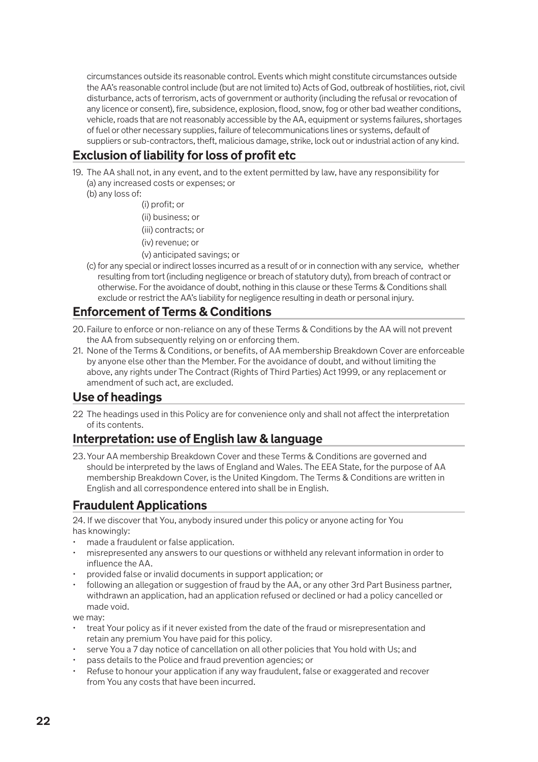circumstances outside its reasonable control. Events which might constitute circumstances outside the AA's reasonable control include (but are not limited to) Acts of God, outbreak of hostilities, riot, civil disturbance, acts of terrorism, acts of government or authority (including the refusal or revocation of any licence or consent), fire, subsidence, explosion, flood, snow, fog or other bad weather conditions, vehicle, roads that are not reasonably accessible by the AA, equipment or systems failures, shortages of fuel or other necessary supplies, failure of telecommunications lines or systems, default of suppliers or sub-contractors, theft, malicious damage, strike, lock out or industrial action of any kind.

## Exclusion of liability for loss of profit etc

19. The AA shall not, in any event, and to the extent permitted by law, have any responsibility for
    (a) any increased costs or expenses; or
    (b) any loss of:
        (i) profit; or
        (ii) business; or
        (iii) contracts; or
        (iv) revenue; or
        (v) anticipated savings; or
    (c) for any special or indirect losses incurred as a result of or in connection with any service, whether resulting from tort (including negligence or breach of statutory duty), from breach of contract or otherwise. For the avoidance of doubt, nothing in this clause or these Terms & Conditions shall exclude or restrict the AA's liability for negligence resulting in death or personal injury.

## Enforcement of Terms & Conditions

20. Failure to enforce or non-reliance on any of these Terms & Conditions by the AA will not prevent the AA from subsequently relying on or enforcing them.
21. None of the Terms & Conditions, or benefits, of AA membership Breakdown Cover are enforceable by anyone else other than the Member. For the avoidance of doubt, and without limiting the above, any rights under The Contract (Rights of Third Parties) Act 1999, or any replacement or amendment of such act, are excluded.

## Use of headings

22 The headings used in this Policy are for convenience only and shall not affect the interpretation of its contents.

## Interpretation: use of English law & language

23. Your AA membership Breakdown Cover and these Terms & Conditions are governed and should be interpreted by the laws of England and Wales. The EEA State, for the purpose of AA membership Breakdown Cover, is the United Kingdom. The Terms & Conditions are written in English and all correspondence entered into shall be in English.

## Fraudulent Applications

24. If we discover that You, anybody insured under this policy or anyone acting for You has knowingly:

- made a fraudulent or false application.
- misrepresented any answers to our questions or withheld any relevant information in order to influence the AA.
- provided false or invalid documents in support application; or
- following an allegation or suggestion of fraud by the AA, or any other 3rd Part Business partner, withdrawn an application, had an application refused or declined or had a policy cancelled or made void.

we may:

- treat Your policy as if it never existed from the date of the fraud or misrepresentation and retain any premium You have paid for this policy.
- serve You a 7 day notice of cancellation on all other policies that You hold with Us; and
- pass details to the Police and fraud prevention agencies; or
- Refuse to honour your application if any way fraudulent, false or exaggerated and recover from You any costs that have been incurred.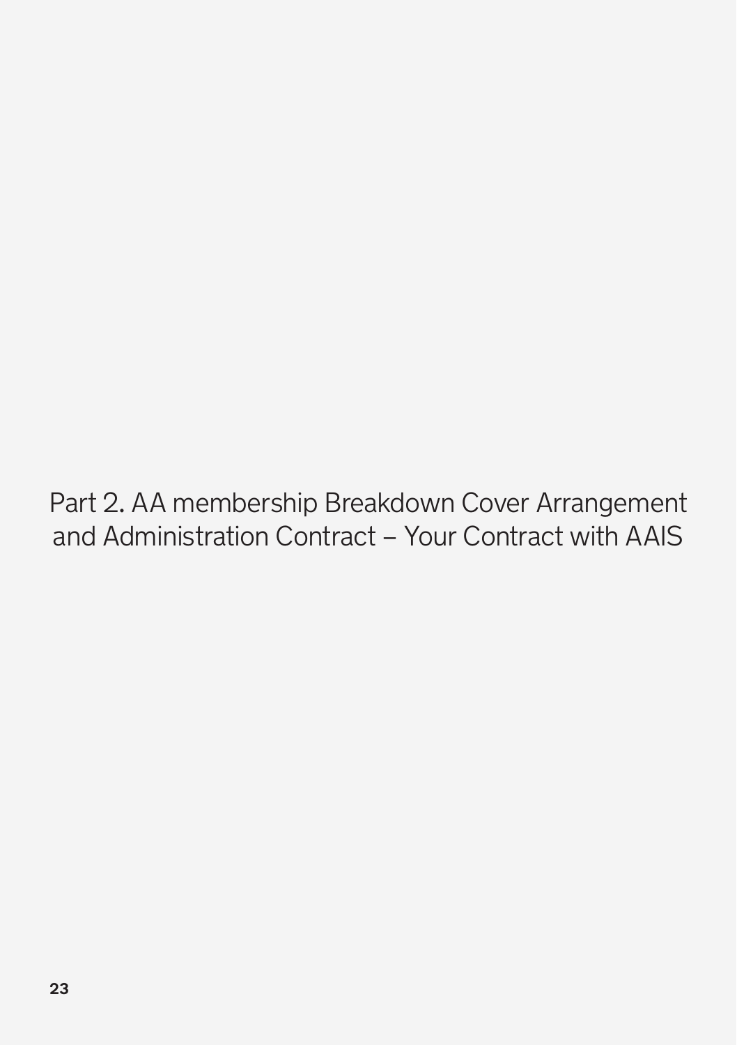# Part 2. AA membership Breakdown Cover Arrangement and Administration Contract – Your Contract with AAIS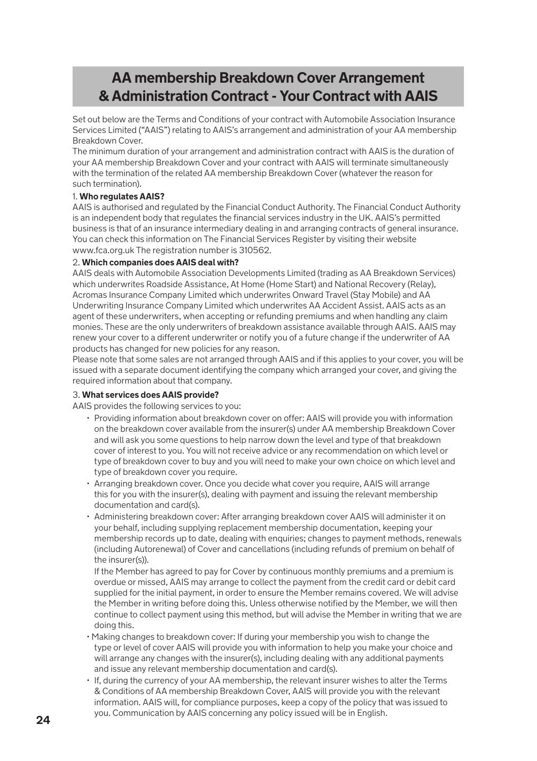# AA membership Breakdown Cover Arrangement & Administration Contract - Your Contract with AAIS

Set out below are the Terms and Conditions of your contract with Automobile Association Insurance Services Limited ("AAIS") relating to AAIS's arrangement and administration of your AA membership Breakdown Cover.

The minimum duration of your arrangement and administration contract with AAIS is the duration of your AA membership Breakdown Cover and your contract with AAIS will terminate simultaneously with the termination of the related AA membership Breakdown Cover (whatever the reason for such termination).

1. **Who regulates AAIS?**

AAIS is authorised and regulated by the Financial Conduct Authority. The Financial Conduct Authority is an independent body that regulates the financial services industry in the UK. AAIS's permitted business is that of an insurance intermediary dealing in and arranging contracts of general insurance. You can check this information on The Financial Services Register by visiting their website www.fca.org.uk The registration number is 310562.

2. **Which companies does AAIS deal with?**

AAIS deals with Automobile Association Developments Limited (trading as AA Breakdown Services) which underwrites Roadside Assistance, At Home (Home Start) and National Recovery (Relay), Acromas Insurance Company Limited which underwrites Onward Travel (Stay Mobile) and AA Underwriting Insurance Company Limited which underwrites AA Accident Assist. AAIS acts as an agent of these underwriters, when accepting or refunding premiums and when handling any claim monies. These are the only underwriters of breakdown assistance available through AAIS. AAIS may renew your cover to a different underwriter or notify you of a future change if the underwriter of AA products has changed for new policies for any reason.

Please note that some sales are not arranged through AAIS and if this applies to your cover, you will be issued with a separate document identifying the company which arranged your cover, and giving the required information about that company.

3. **What services does AAIS provide?**

AAIS provides the following services to you:

- Providing information about breakdown cover on offer: AAIS will provide you with information on the breakdown cover available from the insurer(s) under AA membership Breakdown Cover and will ask you some questions to help narrow down the level and type of that breakdown cover of interest to you. You will not receive advice or any recommendation on which level or type of breakdown cover to buy and you will need to make your own choice on which level and type of breakdown cover you require.
- Arranging breakdown cover. Once you decide what cover you require, AAIS will arrange this for you with the insurer(s), dealing with payment and issuing the relevant membership documentation and card(s).
- Administering breakdown cover: After arranging breakdown cover AAIS will administer it on your behalf, including supplying replacement membership documentation, keeping your membership records up to date, dealing with enquiries; changes to payment methods, renewals (including Autorenewal) of Cover and cancellations (including refunds of premium on behalf of the insurer(s)).

  If the Member has agreed to pay for Cover by continuous monthly premiums and a premium is overdue or missed, AAIS may arrange to collect the payment from the credit card or debit card supplied for the initial payment, in order to ensure the Member remains covered. We will advise the Member in writing before doing this. Unless otherwise notified by the Member, we will then continue to collect payment using this method, but will advise the Member in writing that we are doing this.
- Making changes to breakdown cover: If during your membership you wish to change the type or level of cover AAIS will provide you with information to help you make your choice and will arrange any changes with the insurer(s), including dealing with any additional payments and issue any relevant membership documentation and card(s).
- If, during the currency of your AA membership, the relevant insurer wishes to alter the Terms & Conditions of AA membership Breakdown Cover, AAIS will provide you with the relevant information. AAIS will, for compliance purposes, keep a copy of the policy that was issued to you. Communication by AAIS concerning any policy issued will be in English.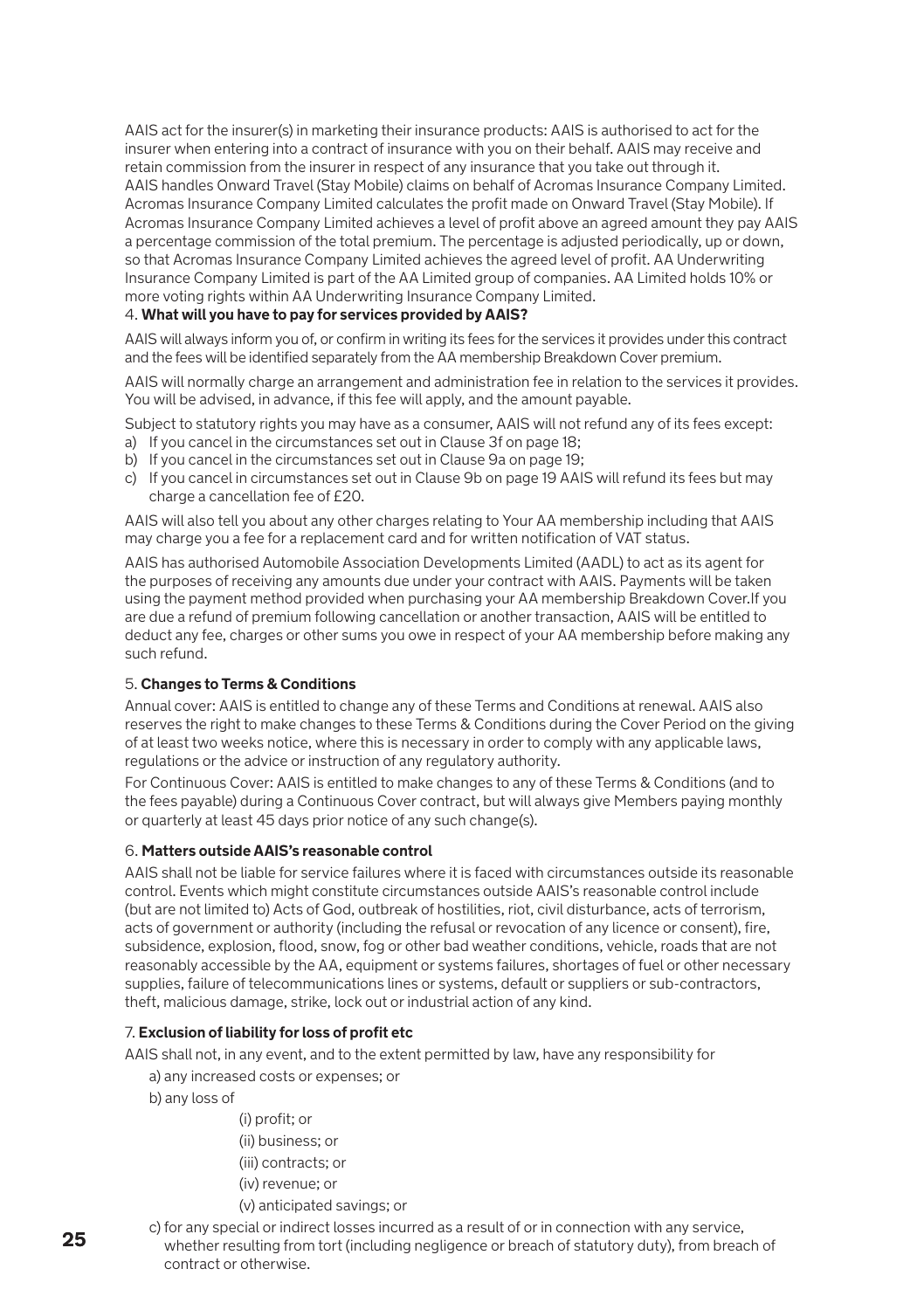AAIS act for the insurer(s) in marketing their insurance products: AAIS is authorised to act for the insurer when entering into a contract of insurance with you on their behalf. AAIS may receive and retain commission from the insurer in respect of any insurance that you take out through it. AAIS handles Onward Travel (Stay Mobile) claims on behalf of Acromas Insurance Company Limited. Acromas Insurance Company Limited calculates the profit made on Onward Travel (Stay Mobile). If Acromas Insurance Company Limited achieves a level of profit above an agreed amount they pay AAIS a percentage commission of the total premium. The percentage is adjusted periodically, up or down, so that Acromas Insurance Company Limited achieves the agreed level of profit. AA Underwriting Insurance Company Limited is part of the AA Limited group of companies. AA Limited holds 10% or more voting rights within AA Underwriting Insurance Company Limited.

4. **What will you have to pay for services provided by AAIS?**

AAIS will always inform you of, or confirm in writing its fees for the services it provides under this contract and the fees will be identified separately from the AA membership Breakdown Cover premium.

AAIS will normally charge an arrangement and administration fee in relation to the services it provides. You will be advised, in advance, if this fee will apply, and the amount payable.

Subject to statutory rights you may have as a consumer, AAIS will not refund any of its fees except:

a) If you cancel in the circumstances set out in Clause 3f on page 18;
b) If you cancel in the circumstances set out in Clause 9a on page 19;
c) If you cancel in circumstances set out in Clause 9b on page 19 AAIS will refund its fees but may charge a cancellation fee of £20.

AAIS will also tell you about any other charges relating to Your AA membership including that AAIS may charge you a fee for a replacement card and for written notification of VAT status.

AAIS has authorised Automobile Association Developments Limited (AADL) to act as its agent for the purposes of receiving any amounts due under your contract with AAIS. Payments will be taken using the payment method provided when purchasing your AA membership Breakdown Cover.If you are due a refund of premium following cancellation or another transaction, AAIS will be entitled to deduct any fee, charges or other sums you owe in respect of your AA membership before making any such refund.

5. **Changes to Terms & Conditions**

Annual cover: AAIS is entitled to change any of these Terms and Conditions at renewal. AAIS also reserves the right to make changes to these Terms & Conditions during the Cover Period on the giving of at least two weeks notice, where this is necessary in order to comply with any applicable laws, regulations or the advice or instruction of any regulatory authority.

For Continuous Cover: AAIS is entitled to make changes to any of these Terms & Conditions (and to the fees payable) during a Continuous Cover contract, but will always give Members paying monthly or quarterly at least 45 days prior notice of any such change(s).

6. **Matters outside AAIS's reasonable control**

AAIS shall not be liable for service failures where it is faced with circumstances outside its reasonable control. Events which might constitute circumstances outside AAIS's reasonable control include (but are not limited to) Acts of God, outbreak of hostilities, riot, civil disturbance, acts of terrorism, acts of government or authority (including the refusal or revocation of any licence or consent), fire, subsidence, explosion, flood, snow, fog or other bad weather conditions, vehicle, roads that are not reasonably accessible by the AA, equipment or systems failures, shortages of fuel or other necessary supplies, failure of telecommunications lines or systems, default or suppliers or sub-contractors, theft, malicious damage, strike, lock out or industrial action of any kind.

7. **Exclusion of liability for loss of profit etc**

AAIS shall not, in any event, and to the extent permitted by law, have any responsibility for

a) any increased costs or expenses; or

b) any loss of

   (i) profit; or

   (ii) business; or

   (iii) contracts; or

   (iv) revenue; or

   (v) anticipated savings; or

c) for any special or indirect losses incurred as a result of or in connection with any service, whether resulting from tort (including negligence or breach of statutory duty), from breach of contract or otherwise.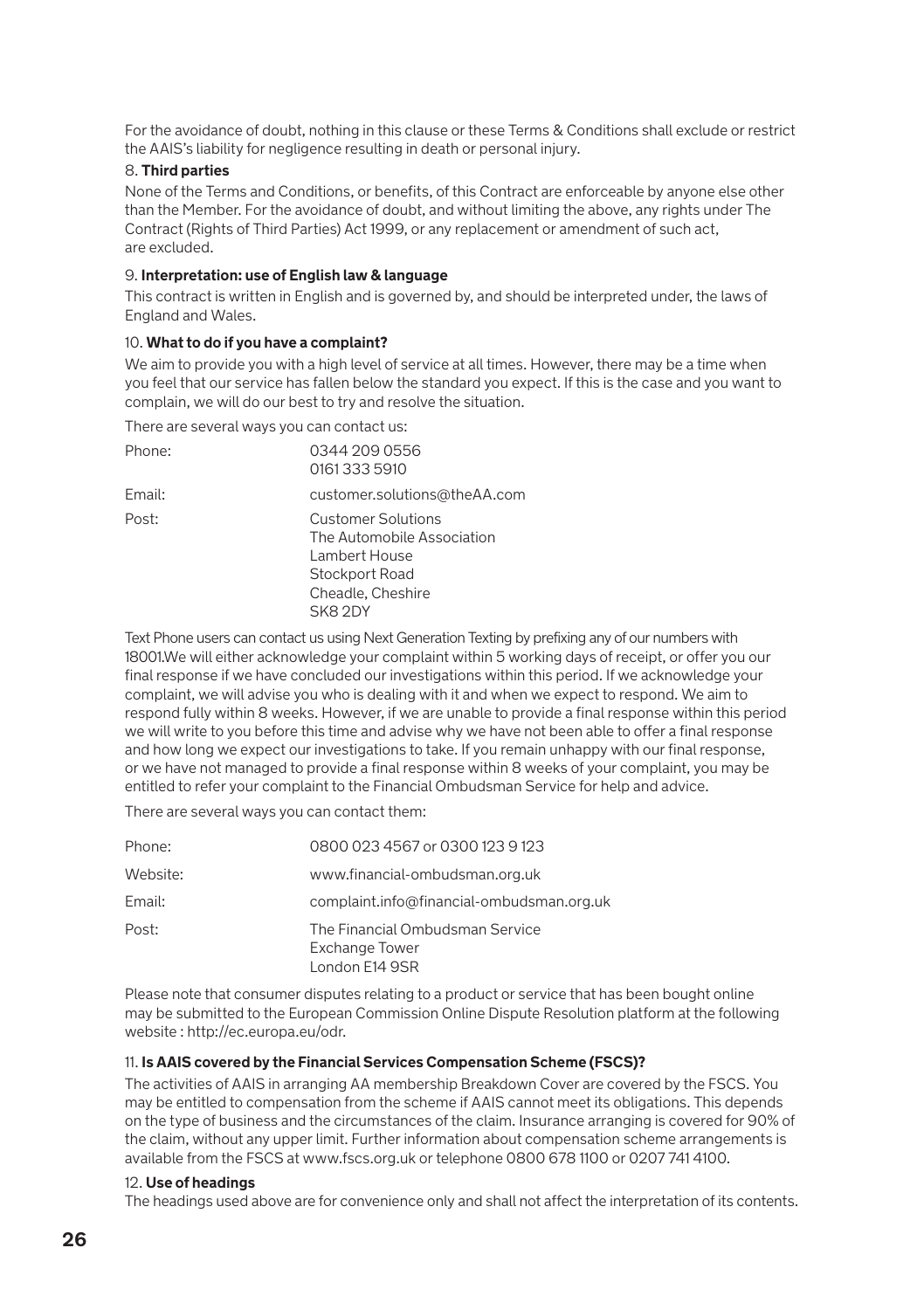For the avoidance of doubt, nothing in this clause or these Terms & Conditions shall exclude or restrict the AAIS's liability for negligence resulting in death or personal injury.

8. **Third parties**

None of the Terms and Conditions, or benefits, of this Contract are enforceable by anyone else other than the Member. For the avoidance of doubt, and without limiting the above, any rights under The Contract (Rights of Third Parties) Act 1999, or any replacement or amendment of such act, are excluded.

9. **Interpretation: use of English law & language**

This contract is written in English and is governed by, and should be interpreted under, the laws of England and Wales.

10. **What to do if you have a complaint?**

We aim to provide you with a high level of service at all times. However, there may be a time when you feel that our service has fallen below the standard you expect. If this is the case and you want to complain, we will do our best to try and resolve the situation.

There are several ways you can contact us:

| | |
|---|---|
| Phone: | 0344 209 0556<br>0161 333 5910 |
| Email: | customer.solutions@theAA.com |
| Post: | Customer Solutions<br>The Automobile Association<br>Lambert House<br>Stockport Road<br>Cheadle, Cheshire<br>SK8 2DY |

Text Phone users can contact us using Next Generation Texting by prefixing any of our numbers with 18001.We will either acknowledge your complaint within 5 working days of receipt, or offer you our final response if we have concluded our investigations within this period. If we acknowledge your complaint, we will advise you who is dealing with it and when we expect to respond. We aim to respond fully within 8 weeks. However, if we are unable to provide a final response within this period we will write to you before this time and advise why we have not been able to offer a final response and how long we expect our investigations to take. If you remain unhappy with our final response, or we have not managed to provide a final response within 8 weeks of your complaint, you may be entitled to refer your complaint to the Financial Ombudsman Service for help and advice.

There are several ways you can contact them:

| | |
|---|---|
| Phone: | 0800 023 4567 or 0300 123 9 123 |
| Website: | www.financial-ombudsman.org.uk |
| Email: | complaint.info@financial-ombudsman.org.uk |
| Post: | The Financial Ombudsman Service<br>Exchange Tower<br>London E14 9SR |

Please note that consumer disputes relating to a product or service that has been bought online may be submitted to the European Commission Online Dispute Resolution platform at the following website : http://ec.europa.eu/odr.

11. **Is AAIS covered by the Financial Services Compensation Scheme (FSCS)?**

The activities of AAIS in arranging AA membership Breakdown Cover are covered by the FSCS. You may be entitled to compensation from the scheme if AAIS cannot meet its obligations. This depends on the type of business and the circumstances of the claim. Insurance arranging is covered for 90% of the claim, without any upper limit. Further information about compensation scheme arrangements is available from the FSCS at www.fscs.org.uk or telephone 0800 678 1100 or 0207 741 4100.

12. **Use of headings**

The headings used above are for convenience only and shall not affect the interpretation of its contents.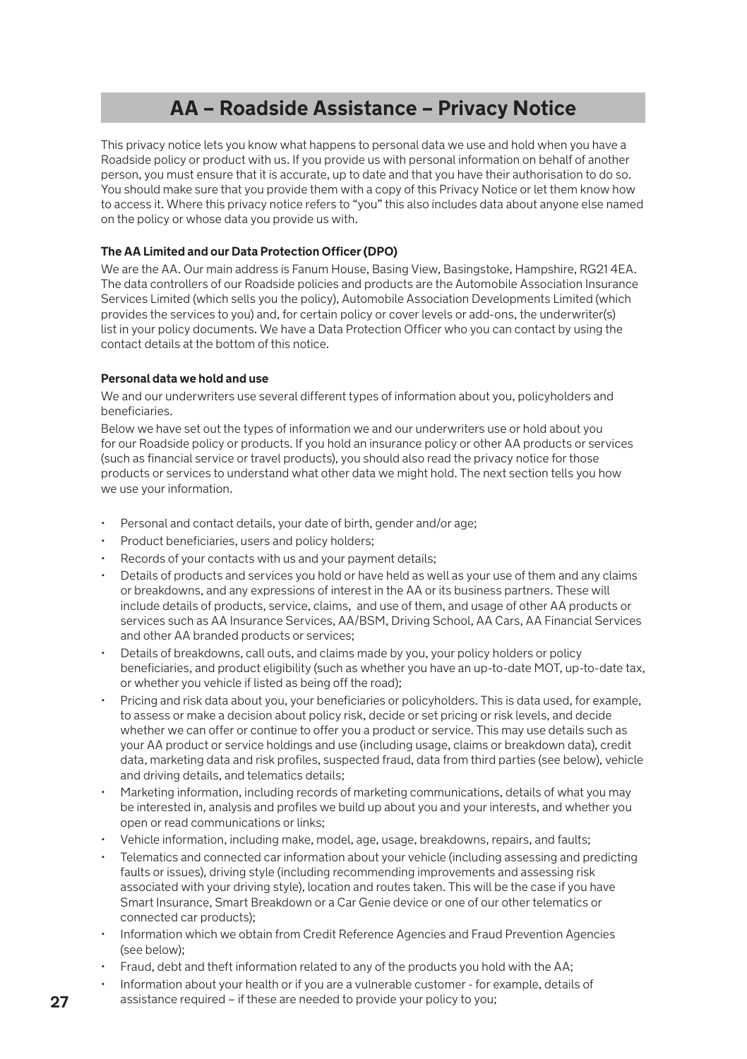# AA – Roadside Assistance – Privacy Notice

This privacy notice lets you know what happens to personal data we use and hold when you have a Roadside policy or product with us. If you provide us with personal information on behalf of another person, you must ensure that it is accurate, up to date and that you have their authorisation to do so. You should make sure that you provide them with a copy of this Privacy Notice or let them know how to access it. Where this privacy notice refers to "you" this also includes data about anyone else named on the policy or whose data you provide us with.

**The AA Limited and our Data Protection Officer (DPO)**

We are the AA. Our main address is Fanum House, Basing View, Basingstoke, Hampshire, RG21 4EA. The data controllers of our Roadside policies and products are the Automobile Association Insurance Services Limited (which sells you the policy), Automobile Association Developments Limited (which provides the services to you) and, for certain policy or cover levels or add-ons, the underwriter(s) list in your policy documents. We have a Data Protection Officer who you can contact by using the contact details at the bottom of this notice.

**Personal data we hold and use**

We and our underwriters use several different types of information about you, policyholders and beneficiaries.

Below we have set out the types of information we and our underwriters use or hold about you for our Roadside policy or products. If you hold an insurance policy or other AA products or services (such as financial service or travel products), you should also read the privacy notice for those products or services to understand what other data we might hold. The next section tells you how we use your information.

- Personal and contact details, your date of birth, gender and/or age;
- Product beneficiaries, users and policy holders;
- Records of your contacts with us and your payment details;
- Details of products and services you hold or have held as well as your use of them and any claims or breakdowns, and any expressions of interest in the AA or its business partners. These will include details of products, service, claims, and use of them, and usage of other AA products or services such as AA Insurance Services, AA/BSM, Driving School, AA Cars, AA Financial Services and other AA branded products or services;
- Details of breakdowns, call outs, and claims made by you, your policy holders or policy beneficiaries, and product eligibility (such as whether you have an up-to-date MOT, up-to-date tax, or whether you vehicle if listed as being off the road);
- Pricing and risk data about you, your beneficiaries or policyholders. This is data used, for example, to assess or make a decision about policy risk, decide or set pricing or risk levels, and decide whether we can offer or continue to offer you a product or service. This may use details such as your AA product or service holdings and use (including usage, claims or breakdown data), credit data, marketing data and risk profiles, suspected fraud, data from third parties (see below), vehicle and driving details, and telematics details;
- Marketing information, including records of marketing communications, details of what you may be interested in, analysis and profiles we build up about you and your interests, and whether you open or read communications or links;
- Vehicle information, including make, model, age, usage, breakdowns, repairs, and faults;
- Telematics and connected car information about your vehicle (including assessing and predicting faults or issues), driving style (including recommending improvements and assessing risk associated with your driving style), location and routes taken. This will be the case if you have Smart Insurance, Smart Breakdown or a Car Genie device or one of our other telematics or connected car products);
- Information which we obtain from Credit Reference Agencies and Fraud Prevention Agencies (see below);
- Fraud, debt and theft information related to any of the products you hold with the AA;
- Information about your health or if you are a vulnerable customer - for example, details of assistance required – if these are needed to provide your policy to you;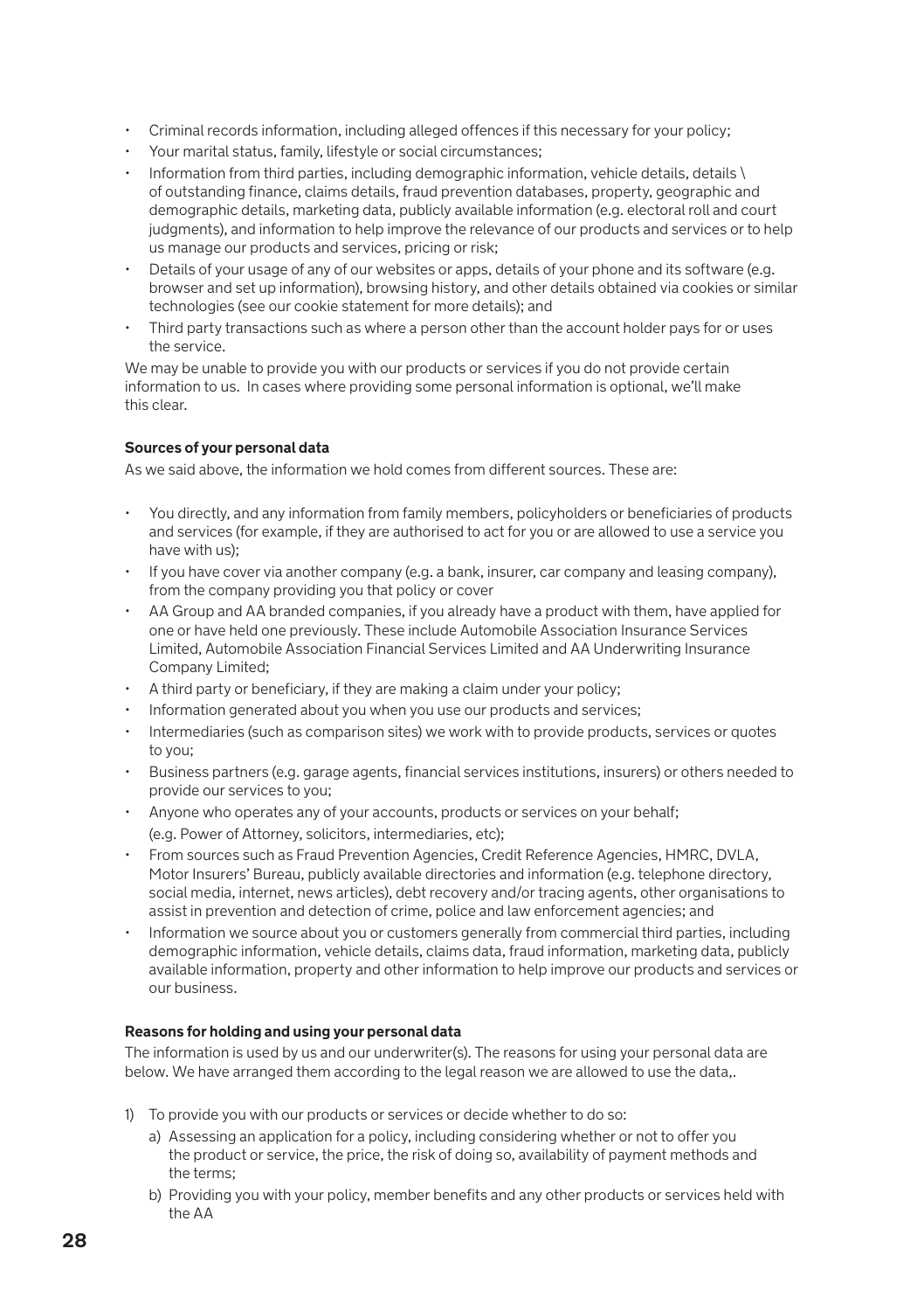- Criminal records information, including alleged offences if this necessary for your policy;
- Your marital status, family, lifestyle or social circumstances;
- Information from third parties, including demographic information, vehicle details, details \ of outstanding finance, claims details, fraud prevention databases, property, geographic and demographic details, marketing data, publicly available information (e.g. electoral roll and court judgments), and information to help improve the relevance of our products and services or to help us manage our products and services, pricing or risk;
- Details of your usage of any of our websites or apps, details of your phone and its software (e.g. browser and set up information), browsing history, and other details obtained via cookies or similar technologies (see our cookie statement for more details); and
- Third party transactions such as where a person other than the account holder pays for or uses the service.

We may be unable to provide you with our products or services if you do not provide certain information to us. In cases where providing some personal information is optional, we'll make this clear.

**Sources of your personal data**

As we said above, the information we hold comes from different sources. These are:

- You directly, and any information from family members, policyholders or beneficiaries of products and services (for example, if they are authorised to act for you or are allowed to use a service you have with us);
- If you have cover via another company (e.g. a bank, insurer, car company and leasing company), from the company providing you that policy or cover
- AA Group and AA branded companies, if you already have a product with them, have applied for one or have held one previously. These include Automobile Association Insurance Services Limited, Automobile Association Financial Services Limited and AA Underwriting Insurance Company Limited;
- A third party or beneficiary, if they are making a claim under your policy;
- Information generated about you when you use our products and services;
- Intermediaries (such as comparison sites) we work with to provide products, services or quotes to you;
- Business partners (e.g. garage agents, financial services institutions, insurers) or others needed to provide our services to you;
- Anyone who operates any of your accounts, products or services on your behalf; (e.g. Power of Attorney, solicitors, intermediaries, etc);
- From sources such as Fraud Prevention Agencies, Credit Reference Agencies, HMRC, DVLA, Motor Insurers' Bureau, publicly available directories and information (e.g. telephone directory, social media, internet, news articles), debt recovery and/or tracing agents, other organisations to assist in prevention and detection of crime, police and law enforcement agencies; and
- Information we source about you or customers generally from commercial third parties, including demographic information, vehicle details, claims data, fraud information, marketing data, publicly available information, property and other information to help improve our products and services or our business.

**Reasons for holding and using your personal data**

The information is used by us and our underwriter(s). The reasons for using your personal data are below. We have arranged them according to the legal reason we are allowed to use the data,.

1) To provide you with our products or services or decide whether to do so:
   a) Assessing an application for a policy, including considering whether or not to offer you the product or service, the price, the risk of doing so, availability of payment methods and the terms;
   b) Providing you with your policy, member benefits and any other products or services held with the AA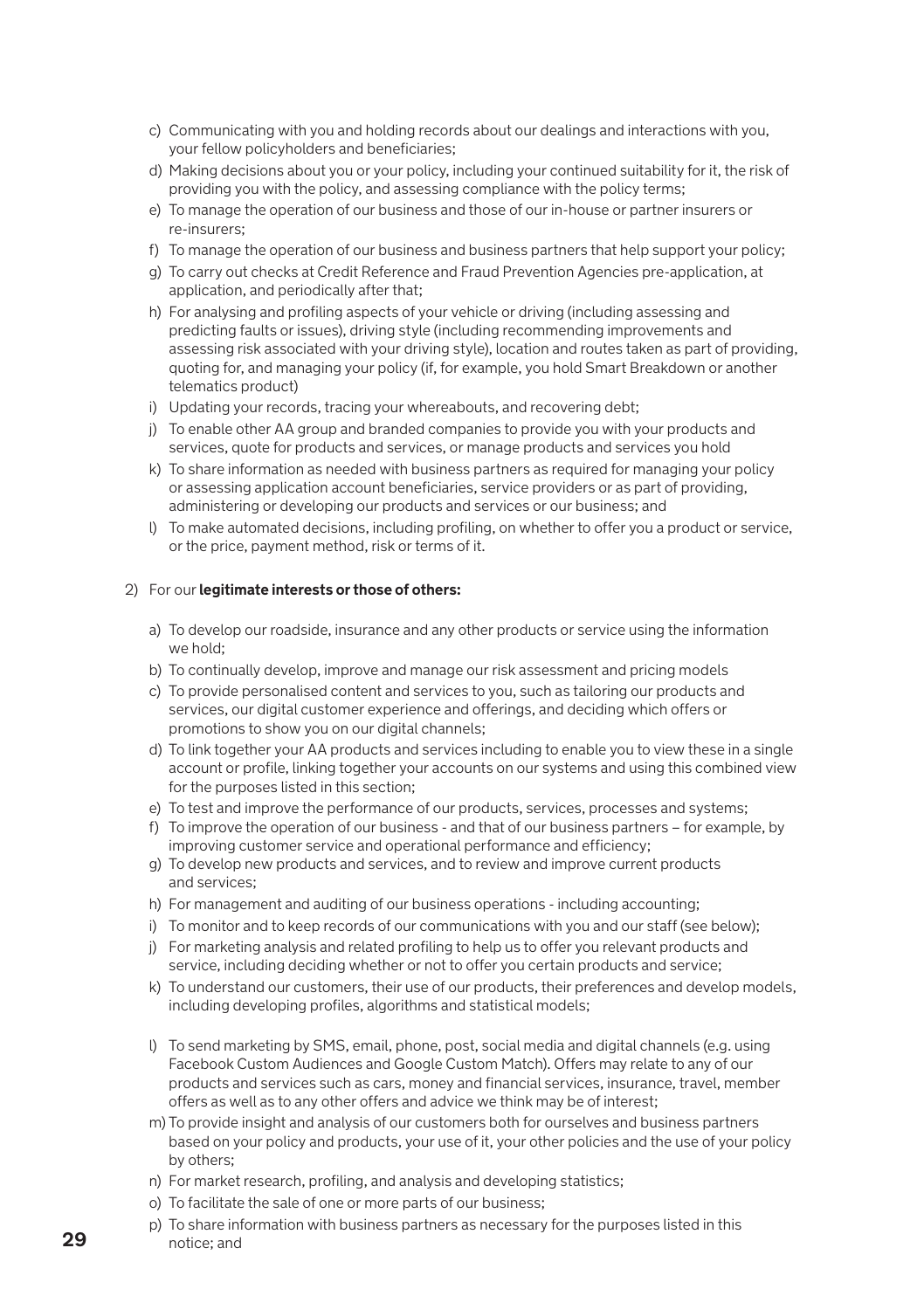c) Communicating with you and holding records about our dealings and interactions with you, your fellow policyholders and beneficiaries;
d) Making decisions about you or your policy, including your continued suitability for it, the risk of providing you with the policy, and assessing compliance with the policy terms;
e) To manage the operation of our business and those of our in-house or partner insurers or re-insurers;
f) To manage the operation of our business and business partners that help support your policy;
g) To carry out checks at Credit Reference and Fraud Prevention Agencies pre-application, at application, and periodically after that;
h) For analysing and profiling aspects of your vehicle or driving (including assessing and predicting faults or issues), driving style (including recommending improvements and assessing risk associated with your driving style), location and routes taken as part of providing, quoting for, and managing your policy (if, for example, you hold Smart Breakdown or another telematics product)
i) Updating your records, tracing your whereabouts, and recovering debt;
j) To enable other AA group and branded companies to provide you with your products and services, quote for products and services, or manage products and services you hold
k) To share information as needed with business partners as required for managing your policy or assessing application account beneficiaries, service providers or as part of providing, administering or developing our products and services or our business; and
l) To make automated decisions, including profiling, on whether to offer you a product or service, or the price, payment method, risk or terms of it.

2) For our **legitimate interests or those of others:**

a) To develop our roadside, insurance and any other products or service using the information we hold;
b) To continually develop, improve and manage our risk assessment and pricing models
c) To provide personalised content and services to you, such as tailoring our products and services, our digital customer experience and offerings, and deciding which offers or promotions to show you on our digital channels;
d) To link together your AA products and services including to enable you to view these in a single account or profile, linking together your accounts on our systems and using this combined view for the purposes listed in this section;
e) To test and improve the performance of our products, services, processes and systems;
f) To improve the operation of our business - and that of our business partners – for example, by improving customer service and operational performance and efficiency;
g) To develop new products and services, and to review and improve current products and services;
h) For management and auditing of our business operations - including accounting;
i) To monitor and to keep records of our communications with you and our staff (see below);
j) For marketing analysis and related profiling to help us to offer you relevant products and service, including deciding whether or not to offer you certain products and service;
k) To understand our customers, their use of our products, their preferences and develop models, including developing profiles, algorithms and statistical models;
l) To send marketing by SMS, email, phone, post, social media and digital channels (e.g. using Facebook Custom Audiences and Google Custom Match). Offers may relate to any of our products and services such as cars, money and financial services, insurance, travel, member offers as well as to any other offers and advice we think may be of interest;
m) To provide insight and analysis of our customers both for ourselves and business partners based on your policy and products, your use of it, your other policies and the use of your policy by others;
n) For market research, profiling, and analysis and developing statistics;
o) To facilitate the sale of one or more parts of our business;
p) To share information with business partners as necessary for the purposes listed in this notice; and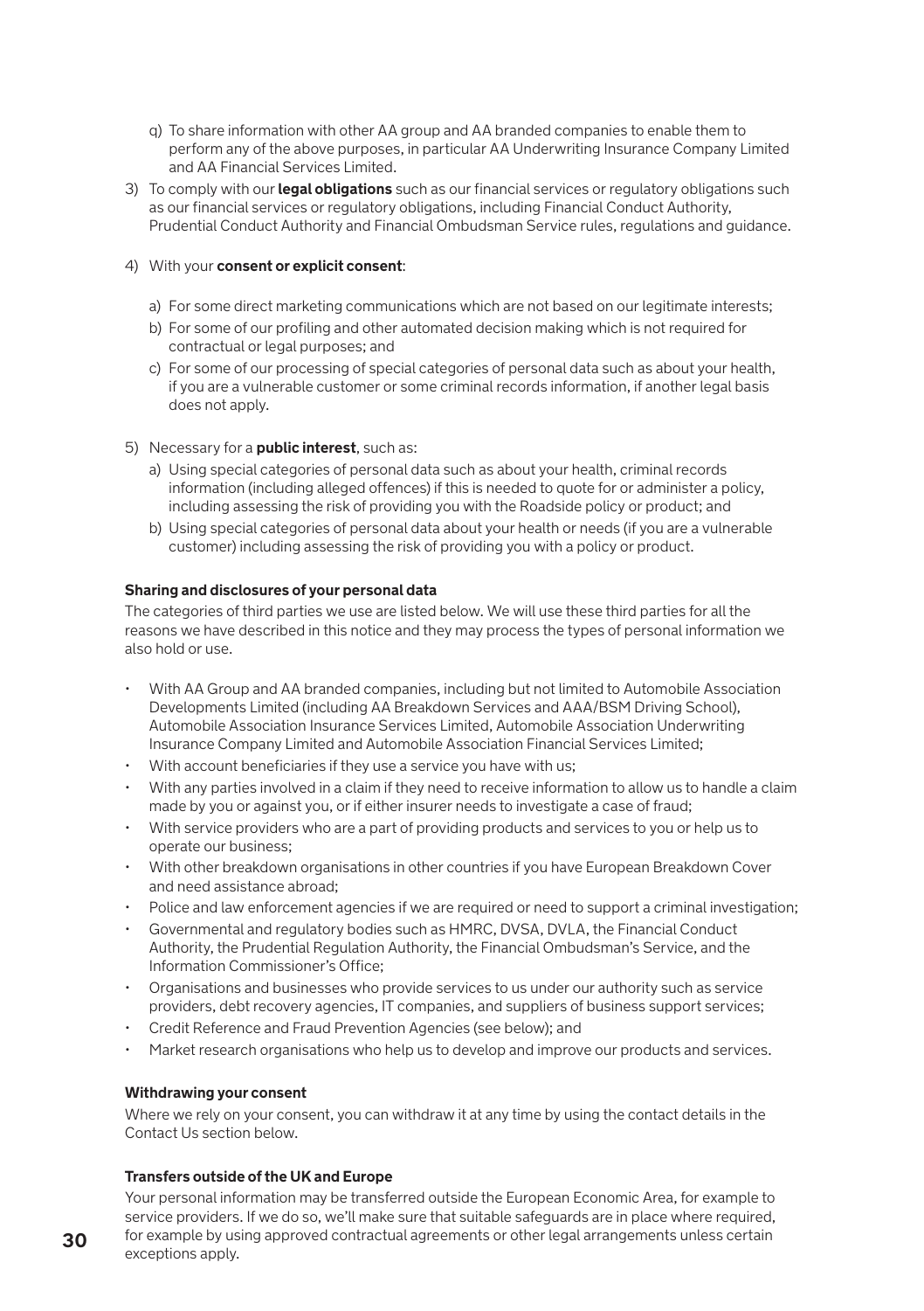q) To share information with other AA group and AA branded companies to enable them to perform any of the above purposes, in particular AA Underwriting Insurance Company Limited and AA Financial Services Limited.

3) To comply with our **legal obligations** such as our financial services or regulatory obligations such as our financial services or regulatory obligations, including Financial Conduct Authority, Prudential Conduct Authority and Financial Ombudsman Service rules, regulations and guidance.

4) With your **consent or explicit consent**:

   a) For some direct marketing communications which are not based on our legitimate interests;
   
   b) For some of our profiling and other automated decision making which is not required for contractual or legal purposes; and
   
   c) For some of our processing of special categories of personal data such as about your health, if you are a vulnerable customer or some criminal records information, if another legal basis does not apply.

5) Necessary for a **public interest**, such as:

   a) Using special categories of personal data such as about your health, criminal records information (including alleged offences) if this is needed to quote for or administer a policy, including assessing the risk of providing you with the Roadside policy or product; and
   
   b) Using special categories of personal data about your health or needs (if you are a vulnerable customer) including assessing the risk of providing you with a policy or product.

**Sharing and disclosures of your personal data**

The categories of third parties we use are listed below. We will use these third parties for all the reasons we have described in this notice and they may process the types of personal information we also hold or use.

- With AA Group and AA branded companies, including but not limited to Automobile Association Developments Limited (including AA Breakdown Services and AAA/BSM Driving School), Automobile Association Insurance Services Limited, Automobile Association Underwriting Insurance Company Limited and Automobile Association Financial Services Limited;
- With account beneficiaries if they use a service you have with us;
- With any parties involved in a claim if they need to receive information to allow us to handle a claim made by you or against you, or if either insurer needs to investigate a case of fraud;
- With service providers who are a part of providing products and services to you or help us to operate our business;
- With other breakdown organisations in other countries if you have European Breakdown Cover and need assistance abroad;
- Police and law enforcement agencies if we are required or need to support a criminal investigation;
- Governmental and regulatory bodies such as HMRC, DVSA, DVLA, the Financial Conduct Authority, the Prudential Regulation Authority, the Financial Ombudsman's Service, and the Information Commissioner's Office;
- Organisations and businesses who provide services to us under our authority such as service providers, debt recovery agencies, IT companies, and suppliers of business support services;
- Credit Reference and Fraud Prevention Agencies (see below); and
- Market research organisations who help us to develop and improve our products and services.

**Withdrawing your consent**

Where we rely on your consent, you can withdraw it at any time by using the contact details in the Contact Us section below.

**Transfers outside of the UK and Europe**

Your personal information may be transferred outside the European Economic Area, for example to service providers. If we do so, we'll make sure that suitable safeguards are in place where required, for example by using approved contractual agreements or other legal arrangements unless certain exceptions apply.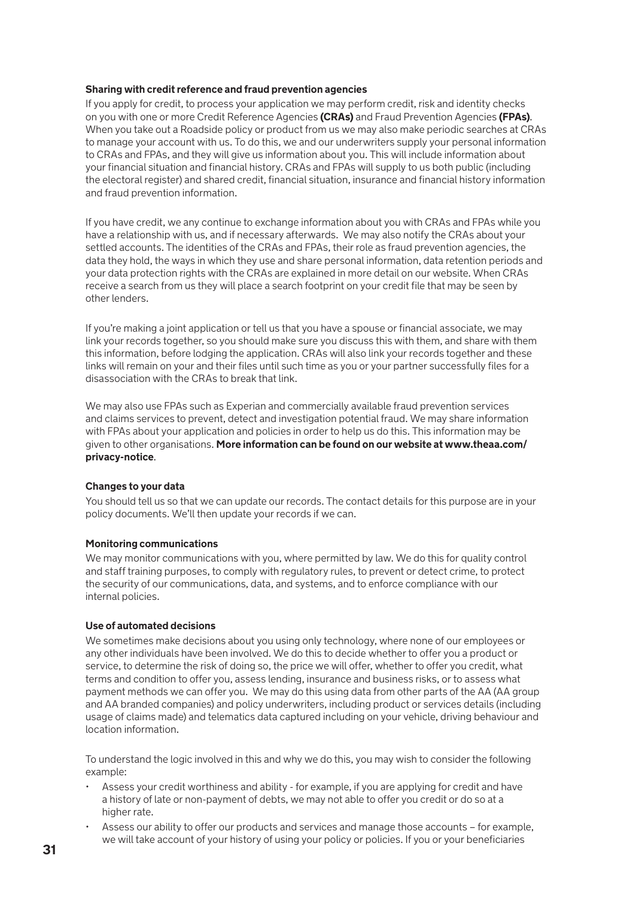**Sharing with credit reference and fraud prevention agencies**

If you apply for credit, to process your application we may perform credit, risk and identity checks on you with one or more Credit Reference Agencies **(CRAs)** and Fraud Prevention Agencies **(FPAs)**. When you take out a Roadside policy or product from us we may also make periodic searches at CRAs to manage your account with us. To do this, we and our underwriters supply your personal information to CRAs and FPAs, and they will give us information about you. This will include information about your financial situation and financial history. CRAs and FPAs will supply to us both public (including the electoral register) and shared credit, financial situation, insurance and financial history information and fraud prevention information.

If you have credit, we any continue to exchange information about you with CRAs and FPAs while you have a relationship with us, and if necessary afterwards. We may also notify the CRAs about your settled accounts. The identities of the CRAs and FPAs, their role as fraud prevention agencies, the data they hold, the ways in which they use and share personal information, data retention periods and your data protection rights with the CRAs are explained in more detail on our website. When CRAs receive a search from us they will place a search footprint on your credit file that may be seen by other lenders.

If you're making a joint application or tell us that you have a spouse or financial associate, we may link your records together, so you should make sure you discuss this with them, and share with them this information, before lodging the application. CRAs will also link your records together and these links will remain on your and their files until such time as you or your partner successfully files for a disassociation with the CRAs to break that link.

We may also use FPAs such as Experian and commercially available fraud prevention services and claims services to prevent, detect and investigation potential fraud. We may share information with FPAs about your application and policies in order to help us do this. This information may be given to other organisations. **More information can be found on our website at www.theaa.com/privacy-notice**.

**Changes to your data**

You should tell us so that we can update our records. The contact details for this purpose are in your policy documents. We'll then update your records if we can.

**Monitoring communications**

We may monitor communications with you, where permitted by law. We do this for quality control and staff training purposes, to comply with regulatory rules, to prevent or detect crime, to protect the security of our communications, data, and systems, and to enforce compliance with our internal policies.

**Use of automated decisions**

We sometimes make decisions about you using only technology, where none of our employees or any other individuals have been involved. We do this to decide whether to offer you a product or service, to determine the risk of doing so, the price we will offer, whether to offer you credit, what terms and condition to offer you, assess lending, insurance and business risks, or to assess what payment methods we can offer you. We may do this using data from other parts of the AA (AA group and AA branded companies) and policy underwriters, including product or services details (including usage of claims made) and telematics data captured including on your vehicle, driving behaviour and location information.

To understand the logic involved in this and why we do this, you may wish to consider the following example:

- Assess your credit worthiness and ability - for example, if you are applying for credit and have a history of late or non-payment of debts, we may not able to offer you credit or do so at a higher rate.
- Assess our ability to offer our products and services and manage those accounts – for example, we will take account of your history of using your policy or policies. If you or your beneficiaries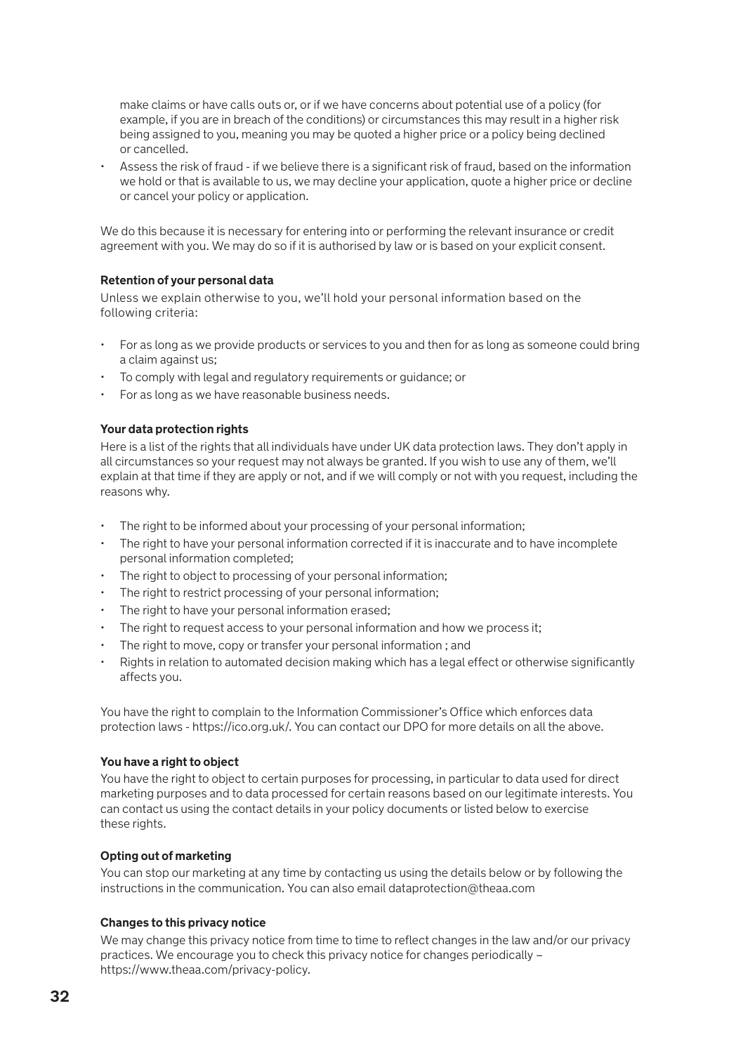make claims or have calls outs or, or if we have concerns about potential use of a policy (for example, if you are in breach of the conditions) or circumstances this may result in a higher risk being assigned to you, meaning you may be quoted a higher price or a policy being declined or cancelled.

- Assess the risk of fraud - if we believe there is a significant risk of fraud, based on the information we hold or that is available to us, we may decline your application, quote a higher price or decline or cancel your policy or application.

We do this because it is necessary for entering into or performing the relevant insurance or credit agreement with you. We may do so if it is authorised by law or is based on your explicit consent.

**Retention of your personal data**

Unless we explain otherwise to you, we'll hold your personal information based on the following criteria:

- For as long as we provide products or services to you and then for as long as someone could bring a claim against us;
- To comply with legal and regulatory requirements or guidance; or
- For as long as we have reasonable business needs.

**Your data protection rights**

Here is a list of the rights that all individuals have under UK data protection laws. They don't apply in all circumstances so your request may not always be granted. If you wish to use any of them, we'll explain at that time if they are apply or not, and if we will comply or not with you request, including the reasons why.

- The right to be informed about your processing of your personal information;
- The right to have your personal information corrected if it is inaccurate and to have incomplete personal information completed;
- The right to object to processing of your personal information;
- The right to restrict processing of your personal information;
- The right to have your personal information erased;
- The right to request access to your personal information and how we process it;
- The right to move, copy or transfer your personal information ; and
- Rights in relation to automated decision making which has a legal effect or otherwise significantly affects you.

You have the right to complain to the Information Commissioner's Office which enforces data protection laws - https://ico.org.uk/. You can contact our DPO for more details on all the above.

**You have a right to object**

You have the right to object to certain purposes for processing, in particular to data used for direct marketing purposes and to data processed for certain reasons based on our legitimate interests. You can contact us using the contact details in your policy documents or listed below to exercise these rights.

**Opting out of marketing**

You can stop our marketing at any time by contacting us using the details below or by following the instructions in the communication. You can also email dataprotection@theaa.com

**Changes to this privacy notice**

We may change this privacy notice from time to time to reflect changes in the law and/or our privacy practices. We encourage you to check this privacy notice for changes periodically – https://www.theaa.com/privacy-policy.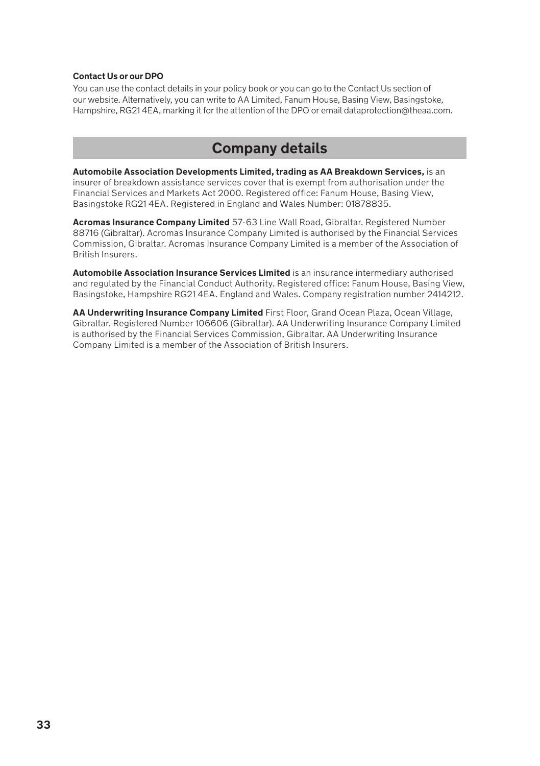**Contact Us or our DPO**

You can use the contact details in your policy book or you can go to the Contact Us section of our website. Alternatively, you can write to AA Limited, Fanum House, Basing View, Basingstoke, Hampshire, RG21 4EA, marking it for the attention of the DPO or email dataprotection@theaa.com.

## Company details

**Automobile Association Developments Limited, trading as AA Breakdown Services,** is an insurer of breakdown assistance services cover that is exempt from authorisation under the Financial Services and Markets Act 2000. Registered office: Fanum House, Basing View, Basingstoke RG21 4EA. Registered in England and Wales Number: 01878835.

**Acromas Insurance Company Limited** 57-63 Line Wall Road, Gibraltar. Registered Number 88716 (Gibraltar). Acromas Insurance Company Limited is authorised by the Financial Services Commission, Gibraltar. Acromas Insurance Company Limited is a member of the Association of British Insurers.

**Automobile Association Insurance Services Limited** is an insurance intermediary authorised and regulated by the Financial Conduct Authority. Registered office: Fanum House, Basing View, Basingstoke, Hampshire RG21 4EA. England and Wales. Company registration number 2414212.

**AA Underwriting Insurance Company Limited** First Floor, Grand Ocean Plaza, Ocean Village, Gibraltar. Registered Number 106606 (Gibraltar). AA Underwriting Insurance Company Limited is authorised by the Financial Services Commission, Gibraltar. AA Underwriting Insurance Company Limited is a member of the Association of British Insurers.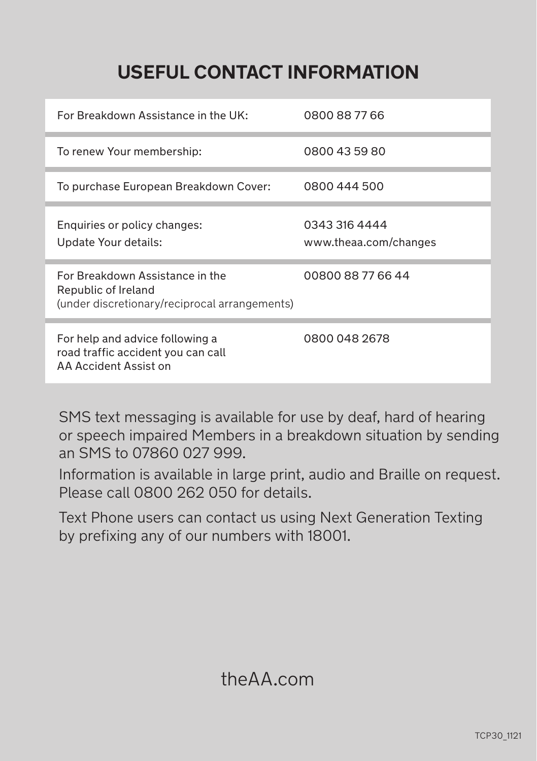## USEFUL CONTACT INFORMATION

| | |
|---|---|
| For Breakdown Assistance in the UK: | 0800 88 77 66 |
| To renew Your membership: | 0800 43 59 80 |
| To purchase European Breakdown Cover: | 0800 444 500 |
| Enquiries or policy changes:<br>Update Your details: | 0343 316 4444<br>www.theaa.com/changes |
| For Breakdown Assistance in the Republic of Ireland (under discretionary/reciprocal arrangements) | 00800 88 77 66 44 |
| For help and advice following a road traffic accident you can call AA Accident Assist on | 0800 048 2678 |

SMS text messaging is available for use by deaf, hard of hearing or speech impaired Members in a breakdown situation by sending an SMS to 07860 027 999.

Information is available in large print, audio and Braille on request. Please call 0800 262 050 for details.

Text Phone users can contact us using Next Generation Texting by prefixing any of our numbers with 18001.

theAA.com

TCP30_1121